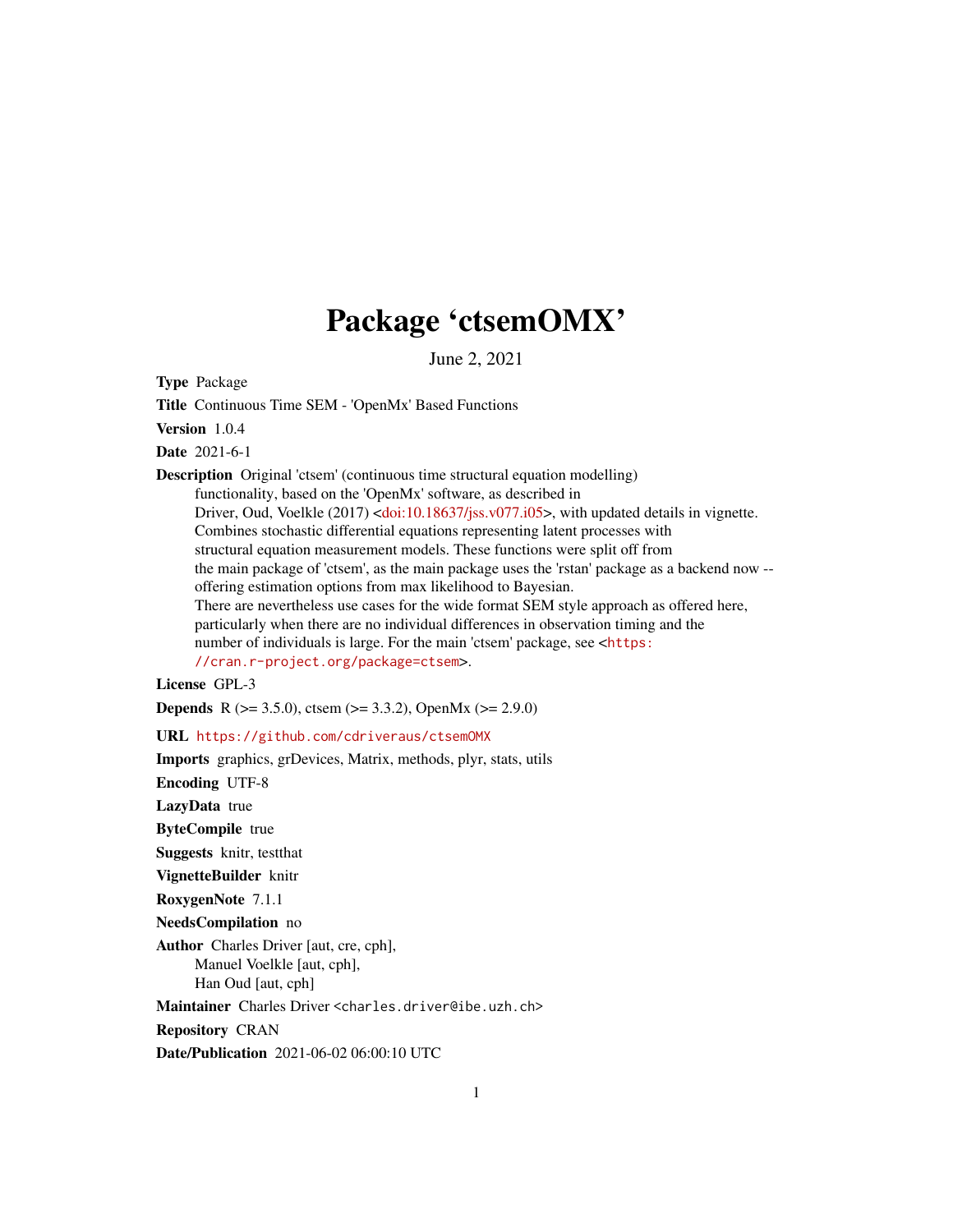# Package 'ctsemOMX'

June 2, 2021

**Type** Package

**Title** Continuous Time SEM - 'OpenMx' Based Functions

**Version** 1.0.4

**Date** 2021-6-1

**Description** Original 'ctsem' (continuous time structural equation modelling) functionality, based on the 'OpenMx' software, as described in Driver, Oud, Voelkle (2017) <doi:10.18637/jss.v077.i05>, with updated details in vignette. Combines stochastic differential equations representing latent processes with structural equation measurement models. These functions were split off from the main package of 'ctsem', as the main package uses the 'rstan' package as a backend now -- offering estimation options from max likelihood to Bayesian. There are nevertheless use cases for the wide format SEM style approach as offered here, particularly when there are no individual differences in observation timing and the number of individuals is large. For the main 'ctsem' package, see <https://cran.r-project.org/package=ctsem>.

**License** GPL-3

**Depends** R (>= 3.5.0), ctsem (>= 3.3.2), OpenMx (>= 2.9.0)

**URL** https://github.com/cdriveraus/ctsemOMX

**Imports** graphics, grDevices, Matrix, methods, plyr, stats, utils

**Encoding** UTF-8

**LazyData** true

**ByteCompile** true

**Suggests** knitr, testthat

**VignetteBuilder** knitr

**RoxygenNote** 7.1.1

**NeedsCompilation** no

**Author** Charles Driver [aut, cre, cph], Manuel Voelkle [aut, cph], Han Oud [aut, cph]

**Maintainer** Charles Driver <charles.driver@ibe.uzh.ch>

**Repository** CRAN

**Date/Publication** 2021-06-02 06:00:10 UTC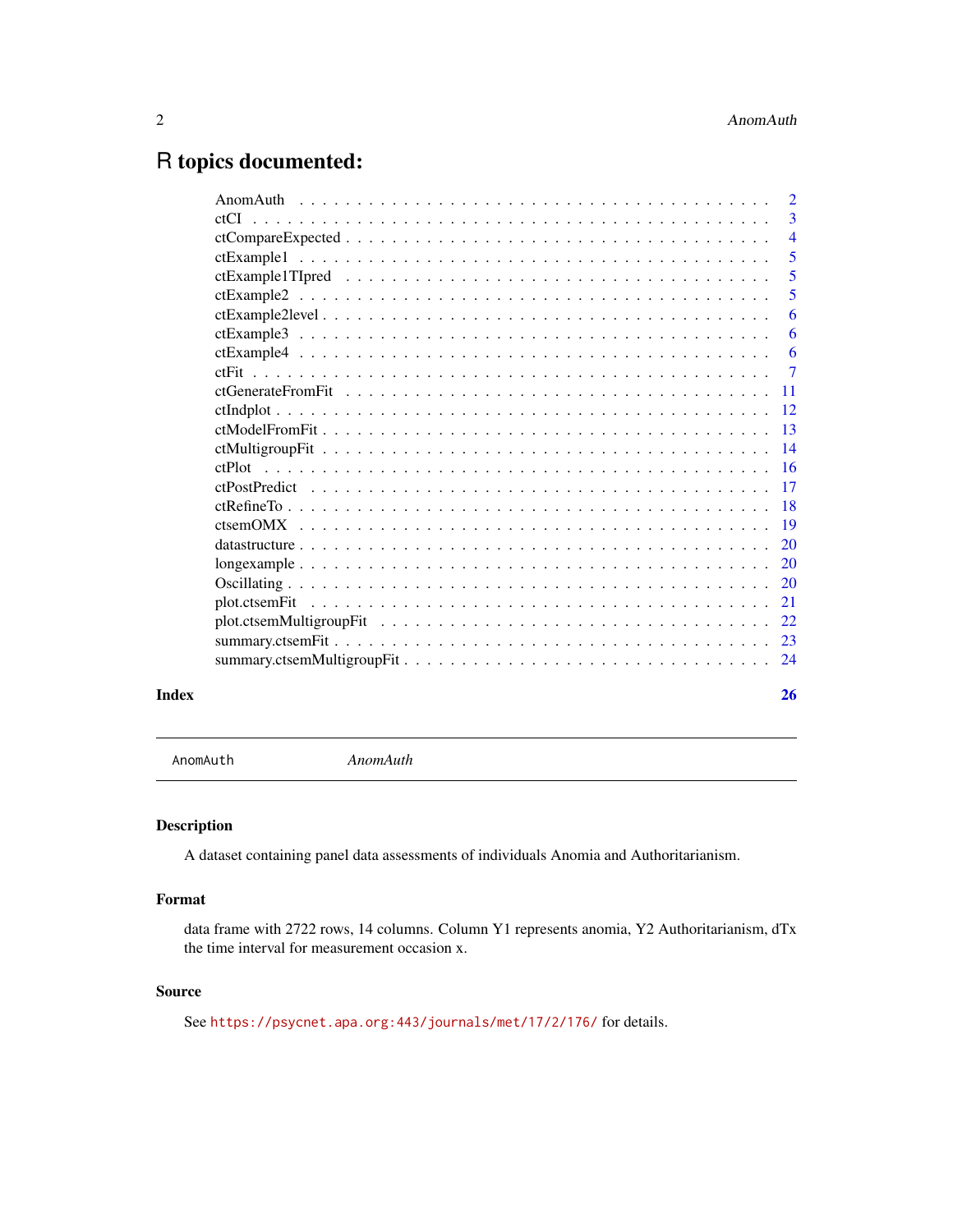# R topics documented:

| | |
|---|---|
| AnomAuth | 2 |
| ctCI | 3 |
| ctCompareExpected | 4 |
| ctExample1 | 5 |
| ctExample1TIpred | 5 |
| ctExample2 | 5 |
| ctExample2level | 6 |
| ctExample3 | 6 |
| ctExample4 | 6 |
| ctFit | 7 |
| ctGenerateFromFit | 11 |
| ctIndplot | 12 |
| ctModelFromFit | 13 |
| ctMultigroupFit | 14 |
| ctPlot | 16 |
| ctPostPredict | 17 |
| ctRefineTo | 18 |
| ctsemOMX | 19 |
| datastructure | 20 |
| longexample | 20 |
| Oscillating | 20 |
| plot.ctsemFit | 21 |
| plot.ctsemMultigroupFit | 22 |
| summary.ctsemFit | 23 |
| summary.ctsemMultigroupFit | 24 |

**Index** **26**

---

`AnomAuth` *AnomAuth*

---

### Description

A dataset containing panel data assessments of individuals Anomia and Authoritarianism.

### Format

data frame with 2722 rows, 14 columns. Column Y1 represents anomia, Y2 Authoritarianism, dTx the time interval for measurement occasion x.

### Source

See https://psycnet.apa.org:443/journals/met/17/2/176/ for details.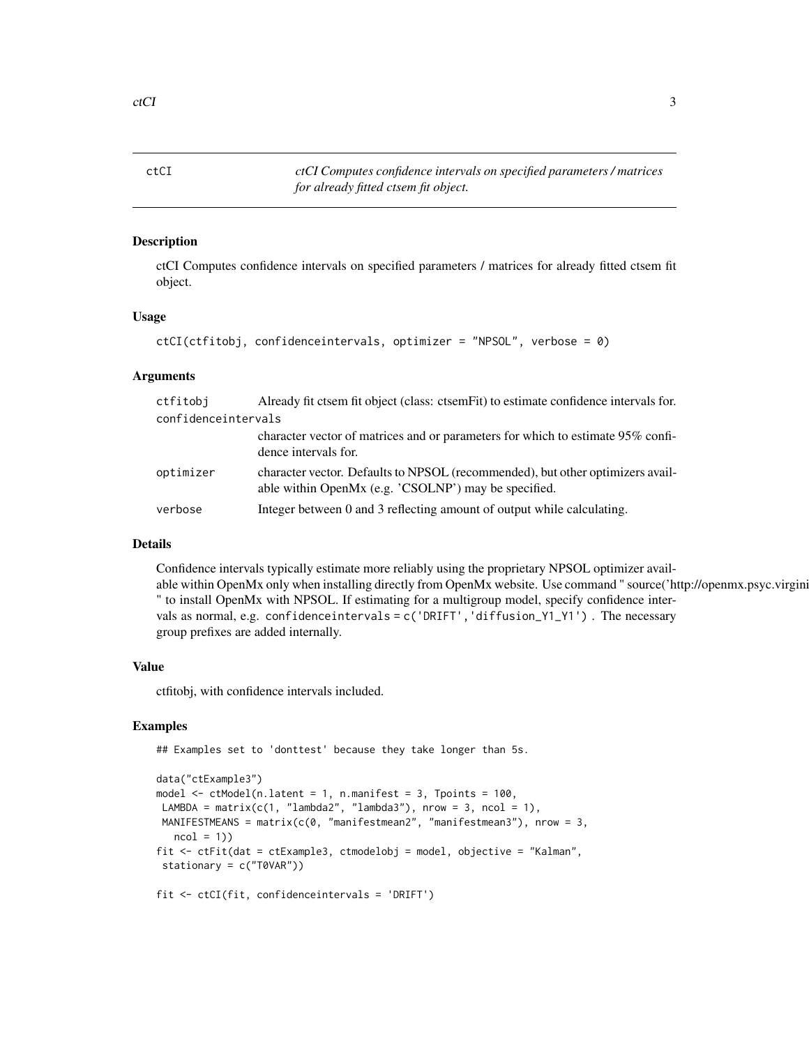# ctCI

*ctCI Computes confidence intervals on specified parameters / matrices for already fitted ctsem fit object.*

## Description

ctCI Computes confidence intervals on specified parameters / matrices for already fitted ctsem fit object.

## Usage

```
ctCI(ctfitobj, confidenceintervals, optimizer = "NPSOL", verbose = 0)
```

## Arguments

| Argument | Description |
| --- | --- |
| ctfitobj | Already fit ctsem fit object (class: ctsemFit) to estimate confidence intervals for. |
| confidenceintervals | character vector of matrices and or parameters for which to estimate 95% confidence intervals for. |
| optimizer | character vector. Defaults to NPSOL (recommended), but other optimizers available within OpenMx (e.g. 'CSOLNP') may be specified. |
| verbose | Integer between 0 and 3 reflecting amount of output while calculating. |

## Details

Confidence intervals typically estimate more reliably using the proprietary NPSOL optimizer available within OpenMx only when installing directly from OpenMx website. Use command " source('http://openmx.psyc.virgini " to install OpenMx with NPSOL. If estimating for a multigroup model, specify confidence intervals as normal, e.g. `confidenceintervals = c('DRIFT','diffusion_Y1_Y1')` . The necessary group prefixes are added internally.

## Value

ctfitobj, with confidence intervals included.

## Examples

```
## Examples set to 'donttest' because they take longer than 5s.

data("ctExample3")
model <- ctModel(n.latent = 1, n.manifest = 3, Tpoints = 100,
 LAMBDA = matrix(c(1, "lambda2", "lambda3"), nrow = 3, ncol = 1),
 MANIFESTMEANS = matrix(c(0, "manifestmean2", "manifestmean3"), nrow = 3,
   ncol = 1))
fit <- ctFit(dat = ctExample3, ctmodelobj = model, objective = "Kalman",
 stationary = c("T0VAR"))

fit <- ctCI(fit, confidenceintervals = 'DRIFT')
```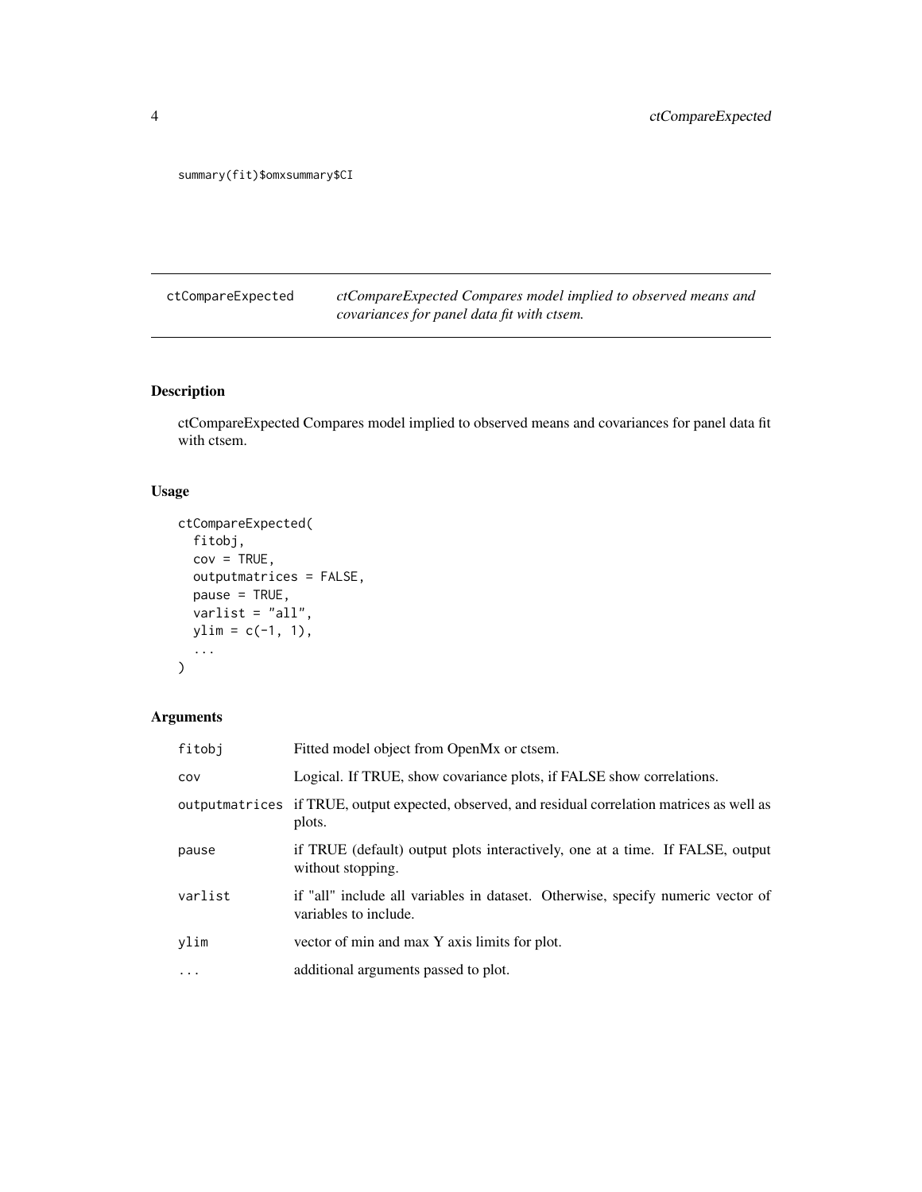```
summary(fit)$omxsummary$CI
```

## ctCompareExpected — *ctCompareExpected Compares model implied to observed means and covariances for panel data fit with ctsem.*

### Description

ctCompareExpected Compares model implied to observed means and covariances for panel data fit with ctsem.

### Usage

```
ctCompareExpected(
  fitobj,
  cov = TRUE,
  outputmatrices = FALSE,
  pause = TRUE,
  varlist = "all",
  ylim = c(-1, 1),
  ...
)
```

### Arguments

| | |
|---|---|
| fitobj | Fitted model object from OpenMx or ctsem. |
| cov | Logical. If TRUE, show covariance plots, if FALSE show correlations. |
| outputmatrices | if TRUE, output expected, observed, and residual correlation matrices as well as plots. |
| pause | if TRUE (default) output plots interactively, one at a time. If FALSE, output without stopping. |
| varlist | if "all" include all variables in dataset. Otherwise, specify numeric vector of variables to include. |
| ylim | vector of min and max Y axis limits for plot. |
| ... | additional arguments passed to plot. |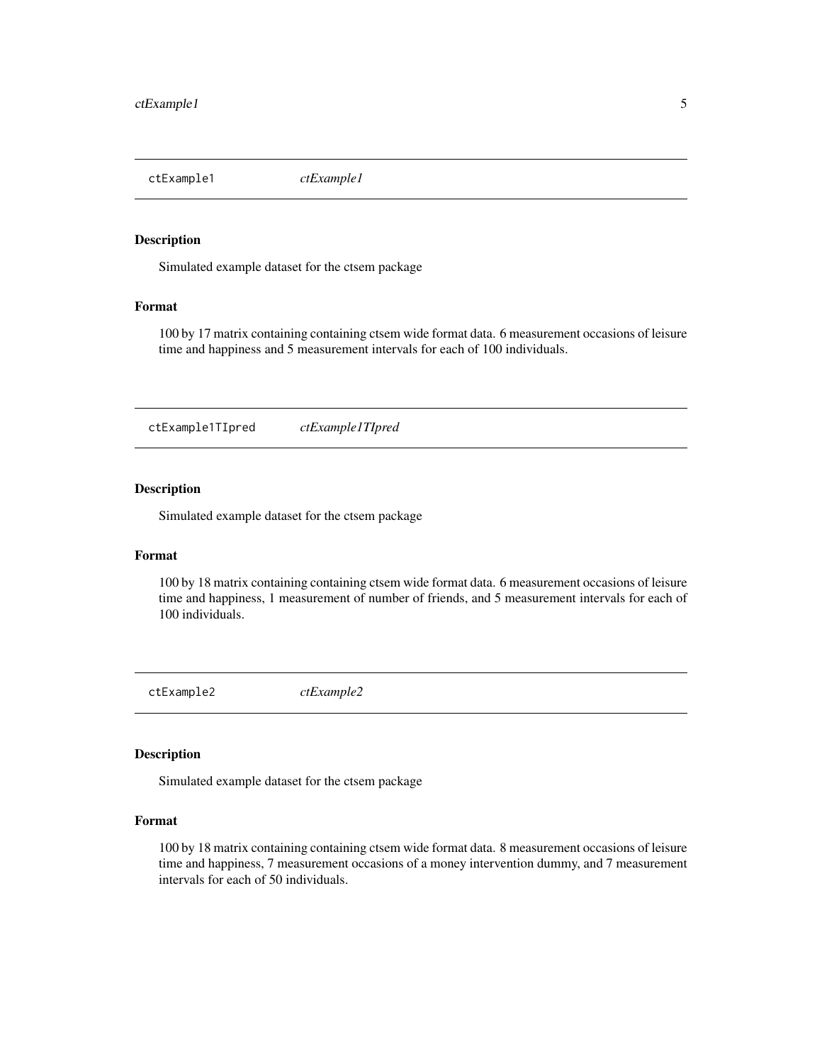## ctExample1 *ctExample1*

### Description

Simulated example dataset for the ctsem package

### Format

100 by 17 matrix containing containing ctsem wide format data. 6 measurement occasions of leisure time and happiness and 5 measurement intervals for each of 100 individuals.

## ctExample1TIpred *ctExample1TIpred*

### Description

Simulated example dataset for the ctsem package

### Format

100 by 18 matrix containing containing ctsem wide format data. 6 measurement occasions of leisure time and happiness, 1 measurement of number of friends, and 5 measurement intervals for each of 100 individuals.

## ctExample2 *ctExample2*

### Description

Simulated example dataset for the ctsem package

### Format

100 by 18 matrix containing containing ctsem wide format data. 8 measurement occasions of leisure time and happiness, 7 measurement occasions of a money intervention dummy, and 7 measurement intervals for each of 50 individuals.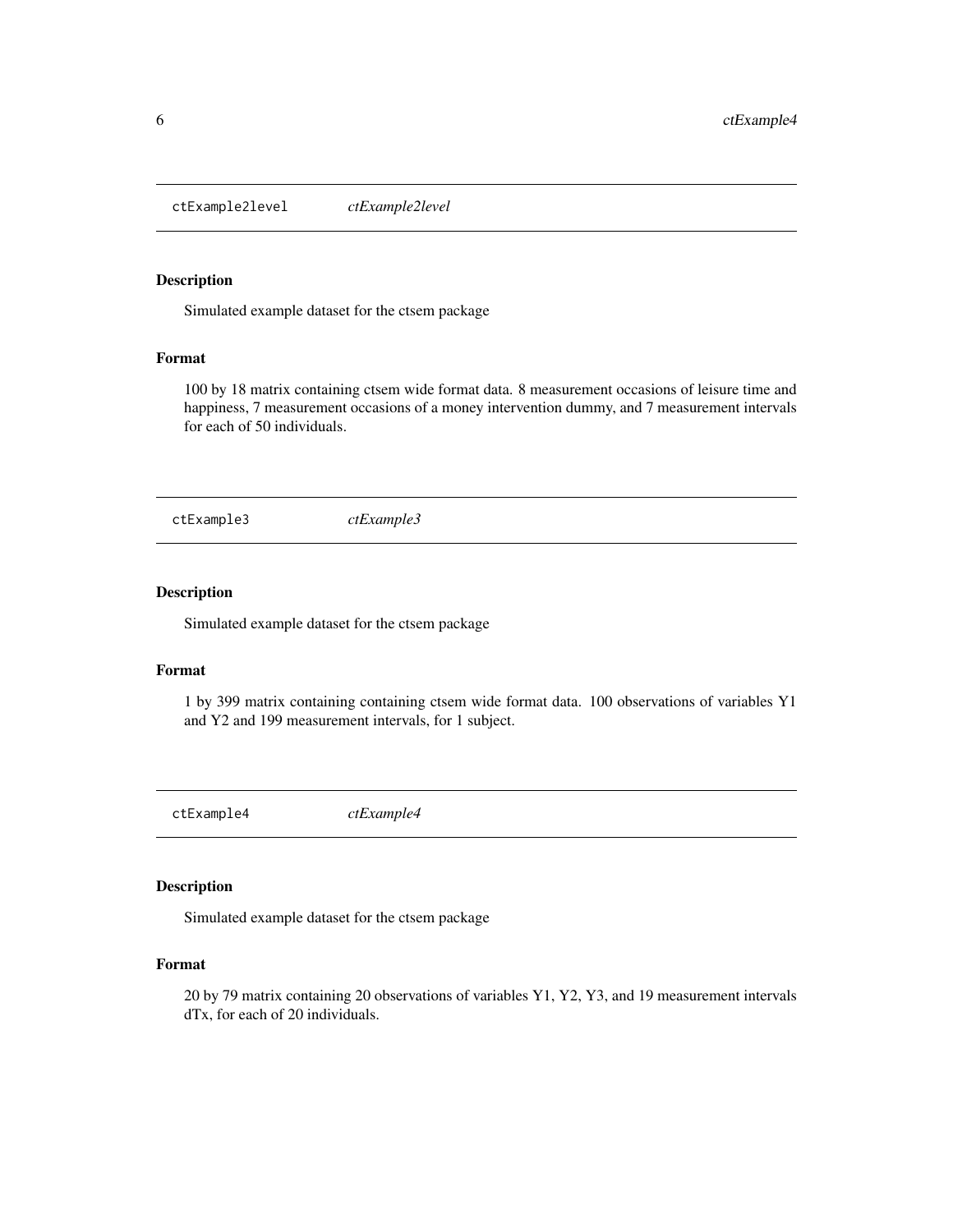## ctExample2level *ctExample2level*

### Description

Simulated example dataset for the ctsem package

### Format

100 by 18 matrix containing ctsem wide format data. 8 measurement occasions of leisure time and happiness, 7 measurement occasions of a money intervention dummy, and 7 measurement intervals for each of 50 individuals.

## ctExample3 *ctExample3*

### Description

Simulated example dataset for the ctsem package

### Format

1 by 399 matrix containing containing ctsem wide format data. 100 observations of variables Y1 and Y2 and 199 measurement intervals, for 1 subject.

## ctExample4 *ctExample4*

### Description

Simulated example dataset for the ctsem package

### Format

20 by 79 matrix containing 20 observations of variables Y1, Y2, Y3, and 19 measurement intervals dTx, for each of 20 individuals.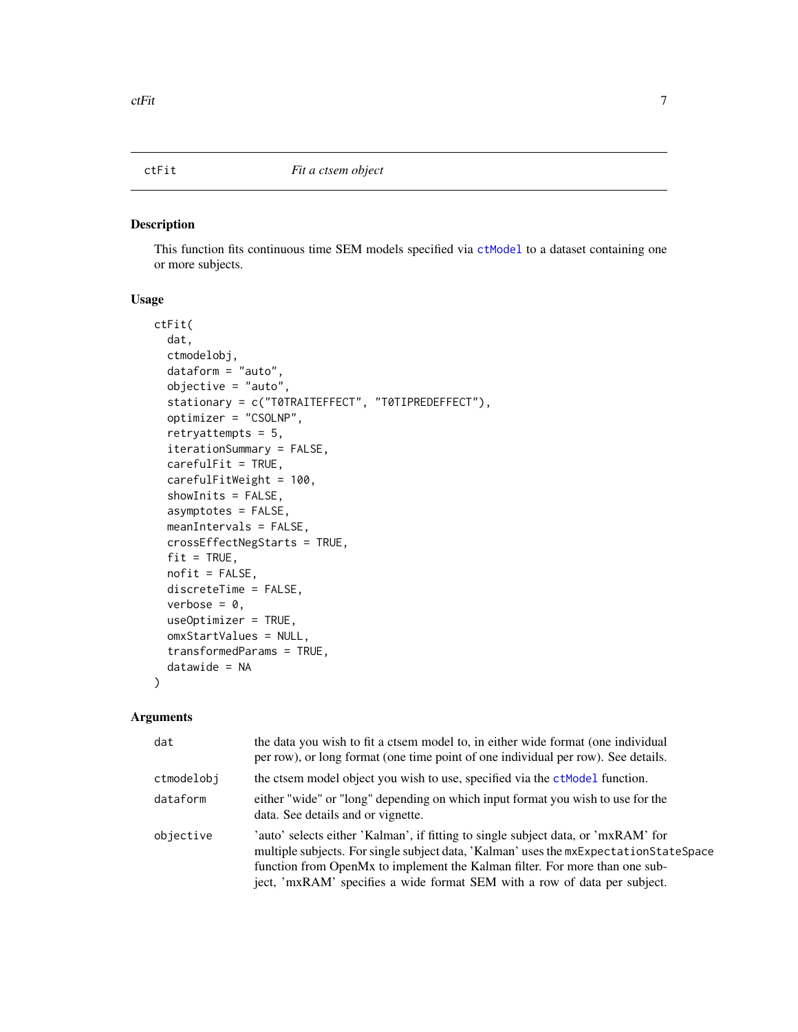## ctFit — *Fit a ctsem object*

### Description

This function fits continuous time SEM models specified via `ctModel` to a dataset containing one or more subjects.

### Usage

```
ctFit(
  dat,
  ctmodelobj,
  dataform = "auto",
  objective = "auto",
  stationary = c("T0TRAITEFFECT", "T0TIPREDEFFECT"),
  optimizer = "CSOLNP",
  retryattempts = 5,
  iterationSummary = FALSE,
  carefulFit = TRUE,
  carefulFitWeight = 100,
  showInits = FALSE,
  asymptotes = FALSE,
  meanIntervals = FALSE,
  crossEffectNegStarts = TRUE,
  fit = TRUE,
  nofit = FALSE,
  discreteTime = FALSE,
  verbose = 0,
  useOptimizer = TRUE,
  omxStartValues = NULL,
  transformedParams = TRUE,
  datawide = NA
)
```

### Arguments

| | |
|---|---|
| `dat` | the data you wish to fit a ctsem model to, in either wide format (one individual per row), or long format (one time point of one individual per row). See details. |
| `ctmodelobj` | the ctsem model object you wish to use, specified via the `ctModel` function. |
| `dataform` | either "wide" or "long" depending on which input format you wish to use for the data. See details and or vignette. |
| `objective` | 'auto' selects either 'Kalman', if fitting to single subject data, or 'mxRAM' for multiple subjects. For single subject data, 'Kalman' uses the `mxExpectationStateSpace` function from OpenMx to implement the Kalman filter. For more than one subject, 'mxRAM' specifies a wide format SEM with a row of data per subject. |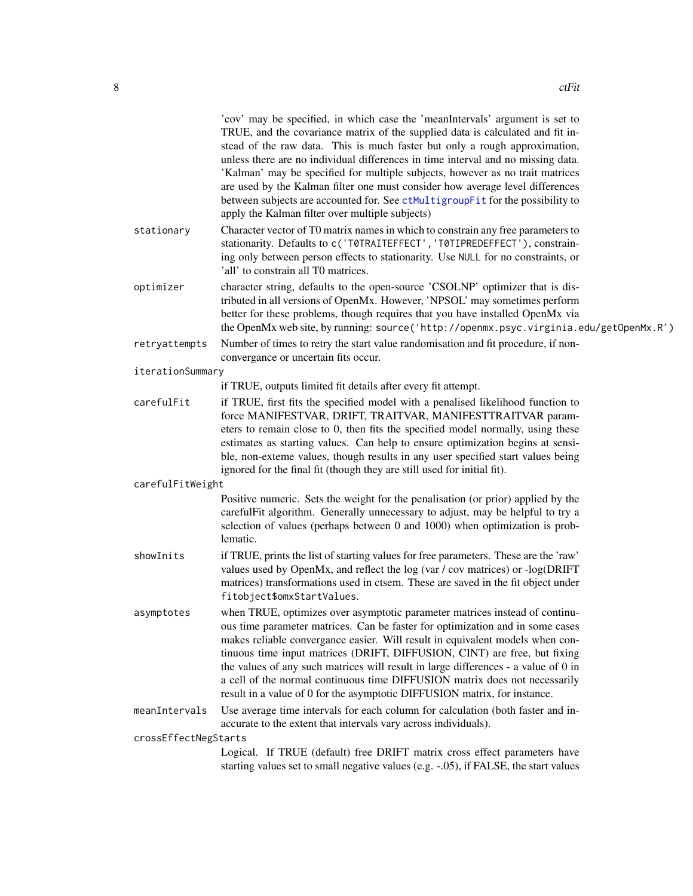'cov' may be specified, in which case the 'meanIntervals' argument is set to TRUE, and the covariance matrix of the supplied data is calculated and fit instead of the raw data. This is much faster but only a rough approximation, unless there are no individual differences in time interval and no missing data. 'Kalman' may be specified for multiple subjects, however as no trait matrices are used by the Kalman filter one must consider how average level differences between subjects are accounted for. See `ctMultigroupFit` for the possibility to apply the Kalman filter over multiple subjects)

**stationary**
: Character vector of T0 matrix names in which to constrain any free parameters to stationarity. Defaults to `c('T0TRAITEFFECT','T0TIPREDEFFECT')`, constraining only between person effects to stationarity. Use `NULL` for no constraints, or 'all' to constrain all T0 matrices.

**optimizer**
: character string, defaults to the open-source 'CSOLNP' optimizer that is distributed in all versions of OpenMx. However, 'NPSOL' may sometimes perform better for these problems, though requires that you have installed OpenMx via the OpenMx web site, by running: `source('http://openmx.psyc.virginia.edu/getOpenMx.R')`

**retryattempts**
: Number of times to retry the start value randomisation and fit procedure, if nonconvergance or uncertain fits occur.

**iterationSummary**
: if TRUE, outputs limited fit details after every fit attempt.

**carefulFit**
: if TRUE, first fits the specified model with a penalised likelihood function to force MANIFESTVAR, DRIFT, TRAITVAR, MANIFESTTRAITVAR parameters to remain close to 0, then fits the specified model normally, using these estimates as starting values. Can help to ensure optimization begins at sensible, non-exteme values, though results in any user specified start values being ignored for the final fit (though they are still used for initial fit).

**carefulFitWeight**
: Positive numeric. Sets the weight for the penalisation (or prior) applied by the carefulFit algorithm. Generally unnecessary to adjust, may be helpful to try a selection of values (perhaps between 0 and 1000) when optimization is problematic.

**showInits**
: if TRUE, prints the list of starting values for free parameters. These are the 'raw' values used by OpenMx, and reflect the log (var / cov matrices) or -log(DRIFT matrices) transformations used in ctsem. These are saved in the fit object under `fitobject$omxStartValues`.

**asymptotes**
: when TRUE, optimizes over asymptotic parameter matrices instead of continuous time parameter matrices. Can be faster for optimization and in some cases makes reliable convergance easier. Will result in equivalent models when continuous time input matrices (DRIFT, DIFFUSION, CINT) are free, but fixing the values of any such matrices will result in large differences - a value of 0 in a cell of the normal continuous time DIFFUSION matrix does not necessarily result in a value of 0 for the asymptotic DIFFUSION matrix, for instance.

**meanIntervals**
: Use average time intervals for each column for calculation (both faster and inaccurate to the extent that intervals vary across individuals).

**crossEffectNegStarts**
: Logical. If TRUE (default) free DRIFT matrix cross effect parameters have starting values set to small negative values (e.g. -.05), if FALSE, the start values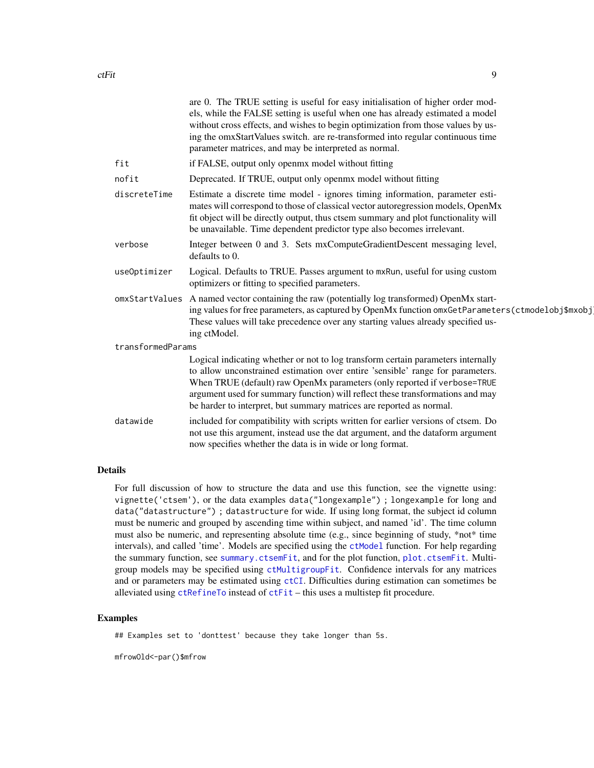are 0. The TRUE setting is useful for easy initialisation of higher order models, while the FALSE setting is useful when one has already estimated a model without cross effects, and wishes to begin optimization from those values by using the omxStartValues switch. are re-transformed into regular continuous time parameter matrices, and may be interpreted as normal.

| | |
|---|---|
| `fit` | if FALSE, output only openmx model without fitting |
| `nofit` | Deprecated. If TRUE, output only openmx model without fitting |
| `discreteTime` | Estimate a discrete time model - ignores timing information, parameter estimates will correspond to those of classical vector autoregression models, OpenMx fit object will be directly output, thus ctsem summary and plot functionality will be unavailable. Time dependent predictor type also becomes irrelevant. |
| `verbose` | Integer between 0 and 3. Sets mxComputeGradientDescent messaging level, defaults to 0. |
| `useOptimizer` | Logical. Defaults to TRUE. Passes argument to `mxRun`, useful for using custom optimizers or fitting to specified parameters. |
| `omxStartValues` | A named vector containing the raw (potentially log transformed) OpenMx starting values for free parameters, as captured by OpenMx function `omxGetParameters(ctmodelobj$mxobj` These values will take precedence over any starting values already specified using ctModel. |
| `transformedParams` | Logical indicating whether or not to log transform certain parameters internally to allow unconstrained estimation over entire 'sensible' range for parameters. When TRUE (default) raw OpenMx parameters (only reported if `verbose=TRUE` argument used for summary function) will reflect these transformations and may be harder to interpret, but summary matrices are reported as normal. |
| `datawide` | included for compatibility with scripts written for earlier versions of ctsem. Do not use this argument, instead use the dat argument, and the dataform argument now specifies whether the data is in wide or long format. |

## Details

For full discussion of how to structure the data and use this function, see the vignette using: `vignette('ctsem')`, or the data examples `data("longexample") ; longexample` for long and `data("datastructure") ; datastructure` for wide. If using long format, the subject id column must be numeric and grouped by ascending time within subject, and named 'id'. The time column must also be numeric, and representing absolute time (e.g., since beginning of study, *not* time intervals), and called 'time'. Models are specified using the `ctModel` function. For help regarding the summary function, see `summary.ctsemFit`, and for the plot function, `plot.ctsemFit`. Multigroup models may be specified using `ctMultigroupFit`. Confidence intervals for any matrices and or parameters may be estimated using `ctCI`. Difficulties during estimation can sometimes be alleviated using `ctRefineTo` instead of `ctFit` – this uses a multistep fit procedure.

## Examples

```
## Examples set to 'donttest' because they take longer than 5s.

mfrowOld<-par()$mfrow
```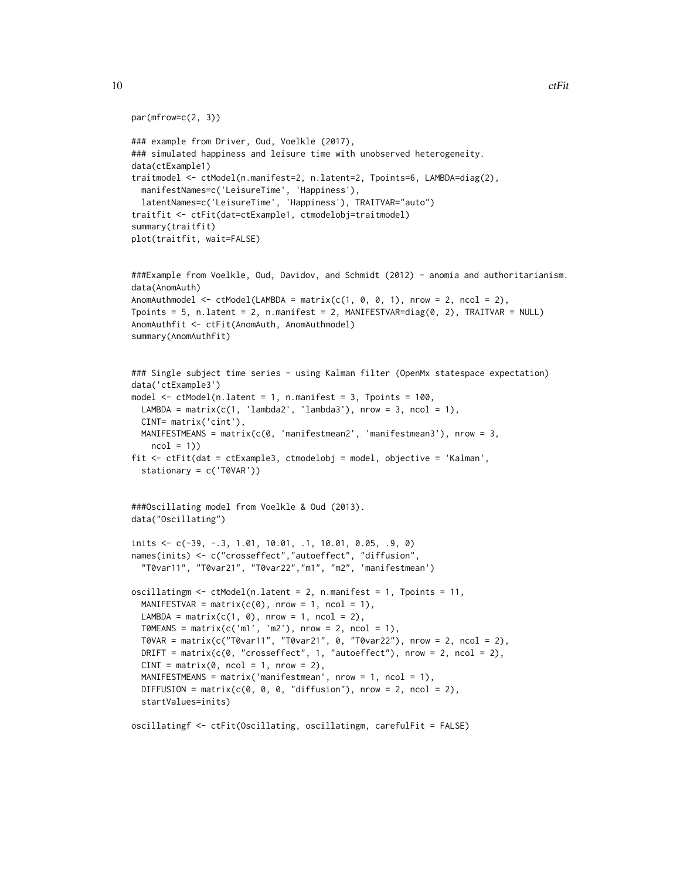```
par(mfrow=c(2, 3))

### example from Driver, Oud, Voelkle (2017),
### simulated happiness and leisure time with unobserved heterogeneity.
data(ctExample1)
traitmodel <- ctModel(n.manifest=2, n.latent=2, Tpoints=6, LAMBDA=diag(2),
  manifestNames=c('LeisureTime', 'Happiness'),
  latentNames=c('LeisureTime', 'Happiness'), TRAITVAR="auto")
traitfit <- ctFit(dat=ctExample1, ctmodelobj=traitmodel)
summary(traitfit)
plot(traitfit, wait=FALSE)


###Example from Voelkle, Oud, Davidov, and Schmidt (2012) - anomia and authoritarianism.
data(AnomAuth)
AnomAuthmodel <- ctModel(LAMBDA = matrix(c(1, 0, 0, 1), nrow = 2, ncol = 2),
Tpoints = 5, n.latent = 2, n.manifest = 2, MANIFESTVAR=diag(0, 2), TRAITVAR = NULL)
AnomAuthfit <- ctFit(AnomAuth, AnomAuthmodel)
summary(AnomAuthfit)


### Single subject time series - using Kalman filter (OpenMx statespace expectation)
data('ctExample3')
model <- ctModel(n.latent = 1, n.manifest = 3, Tpoints = 100,
  LAMBDA = matrix(c(1, 'lambda2', 'lambda3'), nrow = 3, ncol = 1),
  CINT= matrix('cint'),
  MANIFESTMEANS = matrix(c(0, 'manifestmean2', 'manifestmean3'), nrow = 3,
    ncol = 1))
fit <- ctFit(dat = ctExample3, ctmodelobj = model, objective = 'Kalman',
  stationary = c('T0VAR'))


###Oscillating model from Voelkle & Oud (2013).
data("Oscillating")

inits <- c(-39, -.3, 1.01, 10.01, .1, 10.01, 0.05, .9, 0)
names(inits) <- c("crosseffect","autoeffect", "diffusion",
  "T0var11", "T0var21", "T0var22","m1", "m2", 'manifestmean')

oscillatingm <- ctModel(n.latent = 2, n.manifest = 1, Tpoints = 11,
  MANIFESTVAR = matrix(c(0), nrow = 1, ncol = 1),
  LAMBDA = matrix(c(1, 0), nrow = 1, ncol = 2),
  T0MEANS = matrix(c('m1', 'm2'), nrow = 2, ncol = 1),
  T0VAR = matrix(c("T0var11", "T0var21", 0, "T0var22"), nrow = 2, ncol = 2),
  DRIFT = matrix(c(0, "crosseffect", 1, "autoeffect"), nrow = 2, ncol = 2),
  CINT = matrix(0, ncol = 1, nrow = 2),
  MANIFESTMEANS = matrix('manifestmean', nrow = 1, ncol = 1),
  DIFFUSION = matrix(c(0, 0, 0, "diffusion"), nrow = 2, ncol = 2),
  startValues=inits)

oscillatingf <- ctFit(Oscillating, oscillatingm, carefulFit = FALSE)
```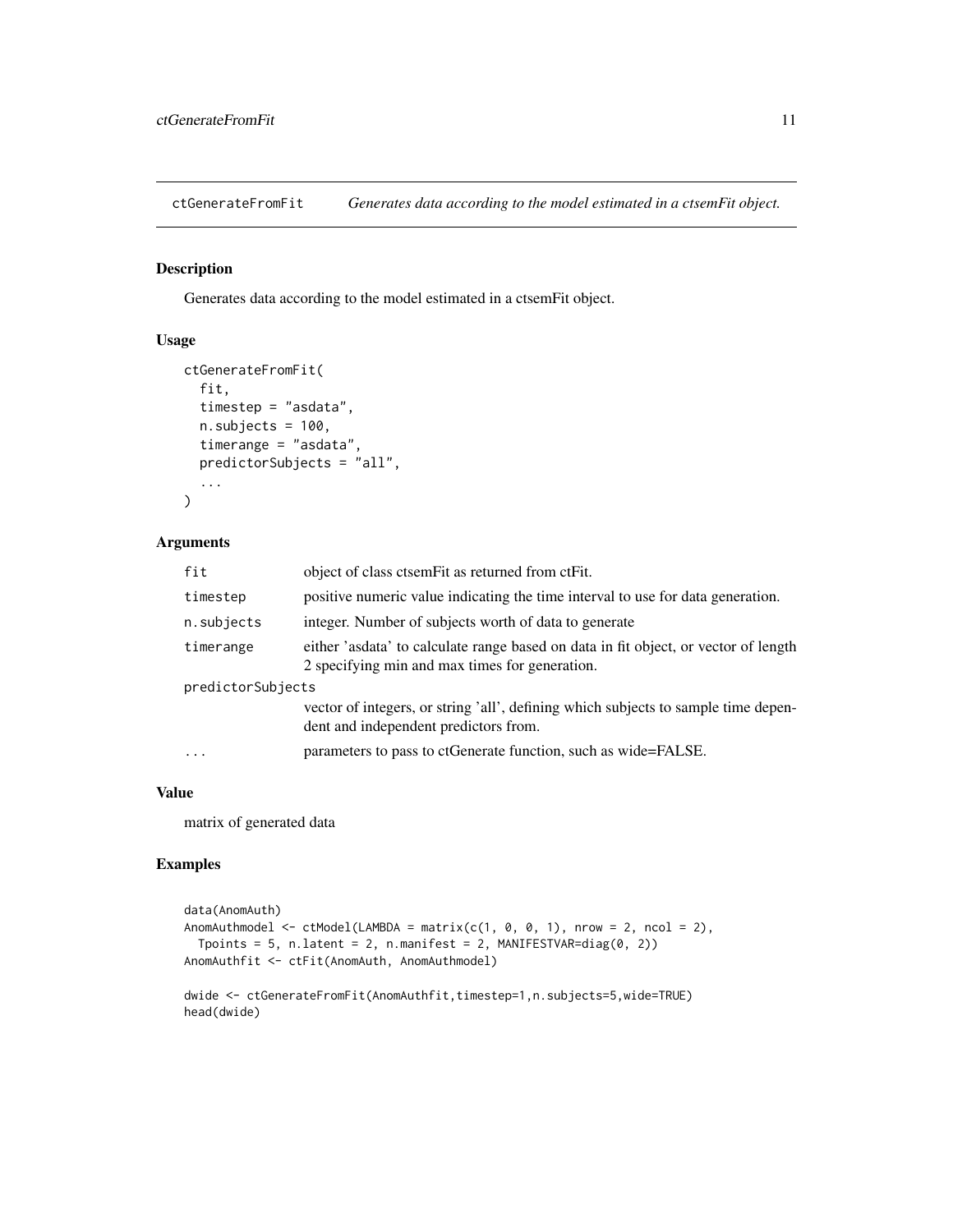## ctGenerateFromFit *Generates data according to the model estimated in a ctsemFit object.*

### Description

Generates data according to the model estimated in a ctsemFit object.

### Usage

```
ctGenerateFromFit(
  fit,
  timestep = "asdata",
  n.subjects = 100,
  timerange = "asdata",
  predictorSubjects = "all",
  ...
)
```

### Arguments

| | |
|---|---|
| `fit` | object of class ctsemFit as returned from ctFit. |
| `timestep` | positive numeric value indicating the time interval to use for data generation. |
| `n.subjects` | integer. Number of subjects worth of data to generate |
| `timerange` | either 'asdata' to calculate range based on data in fit object, or vector of length 2 specifying min and max times for generation. |
| `predictorSubjects` | vector of integers, or string 'all', defining which subjects to sample time dependent and independent predictors from. |
| `...` | parameters to pass to ctGenerate function, such as wide=FALSE. |

### Value

matrix of generated data

### Examples

```
data(AnomAuth)
AnomAuthmodel <- ctModel(LAMBDA = matrix(c(1, 0, 0, 1), nrow = 2, ncol = 2),
  Tpoints = 5, n.latent = 2, n.manifest = 2, MANIFESTVAR=diag(0, 2))
AnomAuthfit <- ctFit(AnomAuth, AnomAuthmodel)

dwide <- ctGenerateFromFit(AnomAuthfit,timestep=1,n.subjects=5,wide=TRUE)
head(dwide)
```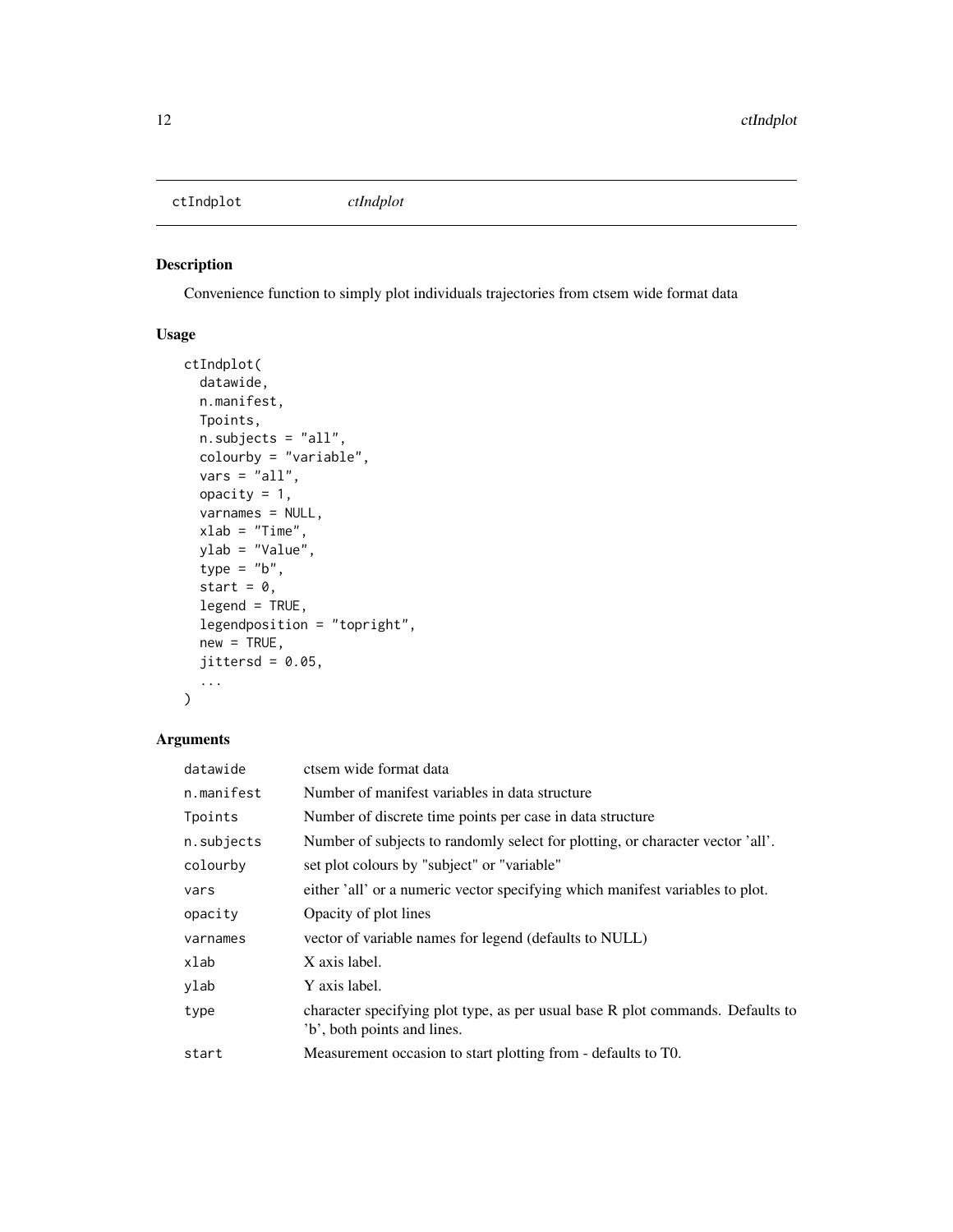ctIndplot *ctIndplot*

## Description

Convenience function to simply plot individuals trajectories from ctsem wide format data

## Usage

```
ctIndplot(
  datawide,
  n.manifest,
  Tpoints,
  n.subjects = "all",
  colourby = "variable",
  vars = "all",
  opacity = 1,
  varnames = NULL,
  xlab = "Time",
  ylab = "Value",
  type = "b",
  start = 0,
  legend = TRUE,
  legendposition = "topright",
  new = TRUE,
  jittersd = 0.05,
  ...
)
```

## Arguments

| | |
|---|---|
| datawide | ctsem wide format data |
| n.manifest | Number of manifest variables in data structure |
| Tpoints | Number of discrete time points per case in data structure |
| n.subjects | Number of subjects to randomly select for plotting, or character vector 'all'. |
| colourby | set plot colours by "subject" or "variable" |
| vars | either 'all' or a numeric vector specifying which manifest variables to plot. |
| opacity | Opacity of plot lines |
| varnames | vector of variable names for legend (defaults to NULL) |
| xlab | X axis label. |
| ylab | Y axis label. |
| type | character specifying plot type, as per usual base R plot commands. Defaults to 'b', both points and lines. |
| start | Measurement occasion to start plotting from - defaults to T0. |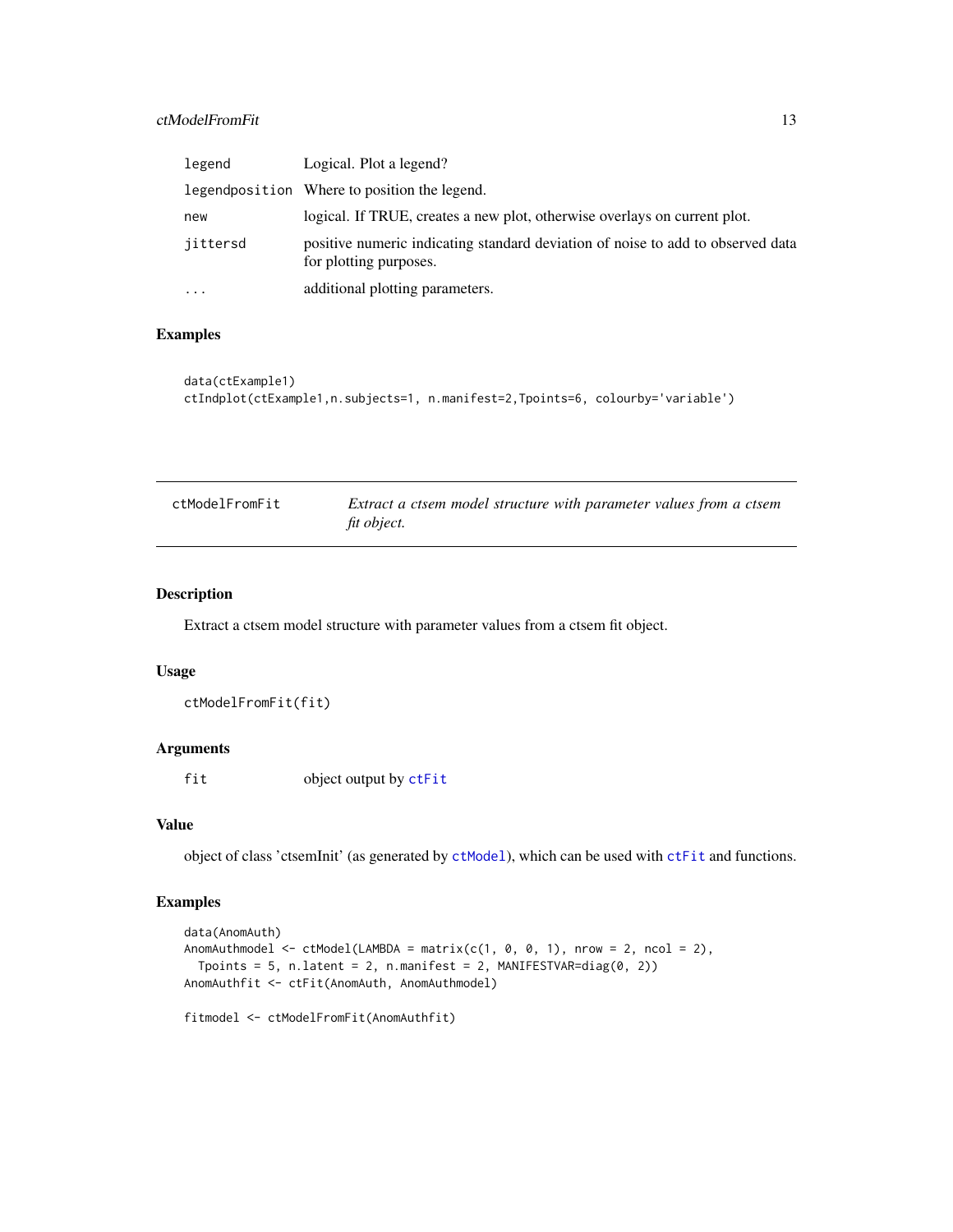| | |
|---|---|
| legend | Logical. Plot a legend? |
| legendposition | Where to position the legend. |
| new | logical. If TRUE, creates a new plot, otherwise overlays on current plot. |
| jittersd | positive numeric indicating standard deviation of noise to add to observed data for plotting purposes. |
| ... | additional plotting parameters. |

### Examples

```
data(ctExample1)
ctIndplot(ctExample1,n.subjects=1, n.manifest=2,Tpoints=6, colourby='variable')
```

---

## ctModelFromFit — *Extract a ctsem model structure with parameter values from a ctsem fit object.*

---

### Description

Extract a ctsem model structure with parameter values from a ctsem fit object.

### Usage

```
ctModelFromFit(fit)
```

### Arguments

| | |
|---|---|
| fit | object output by `ctFit` |

### Value

object of class 'ctsemInit' (as generated by `ctModel`), which can be used with `ctFit` and functions.

### Examples

```
data(AnomAuth)
AnomAuthmodel <- ctModel(LAMBDA = matrix(c(1, 0, 0, 1), nrow = 2, ncol = 2),
  Tpoints = 5, n.latent = 2, n.manifest = 2, MANIFESTVAR=diag(0, 2))
AnomAuthfit <- ctFit(AnomAuth, AnomAuthmodel)

fitmodel <- ctModelFromFit(AnomAuthfit)
```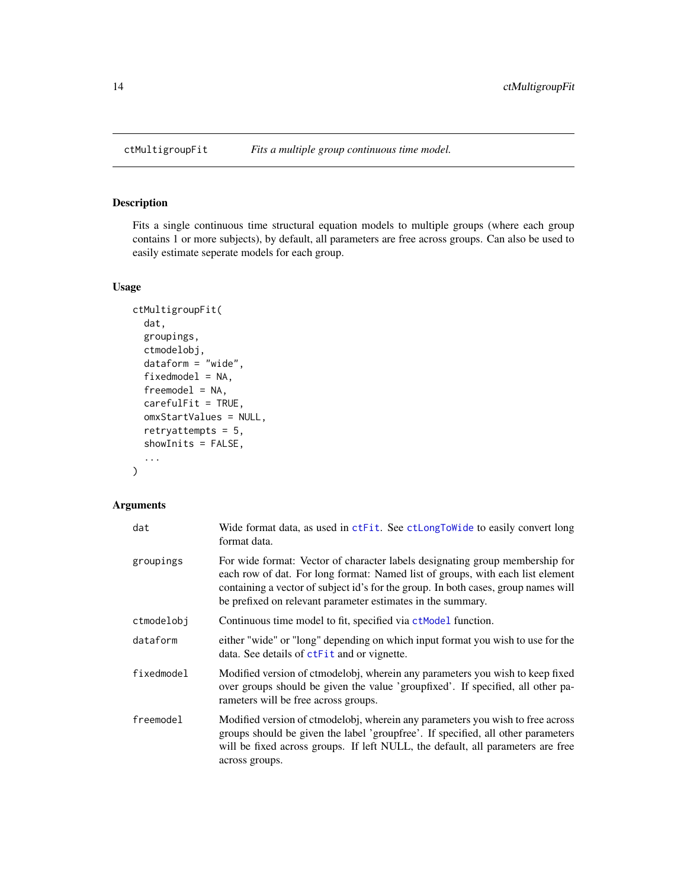## ctMultigroupFit — *Fits a multiple group continuous time model.*

### Description

Fits a single continuous time structural equation models to multiple groups (where each group contains 1 or more subjects), by default, all parameters are free across groups. Can also be used to easily estimate seperate models for each group.

### Usage

```
ctMultigroupFit(
  dat,
  groupings,
  ctmodelobj,
  dataform = "wide",
  fixedmodel = NA,
  freemodel = NA,
  carefulFit = TRUE,
  omxStartValues = NULL,
  retryattempts = 5,
  showInits = FALSE,
  ...
)
```

### Arguments

| | |
|---|---|
| dat | Wide format data, as used in ctFit. See ctLongToWide to easily convert long format data. |
| groupings | For wide format: Vector of character labels designating group membership for each row of dat. For long format: Named list of groups, with each list element containing a vector of subject id's for the group. In both cases, group names will be prefixed on relevant parameter estimates in the summary. |
| ctmodelobj | Continuous time model to fit, specified via ctModel function. |
| dataform | either "wide" or "long" depending on which input format you wish to use for the data. See details of ctFit and or vignette. |
| fixedmodel | Modified version of ctmodelobj, wherein any parameters you wish to keep fixed over groups should be given the value 'groupfixed'. If specified, all other parameters will be free across groups. |
| freemodel | Modified version of ctmodelobj, wherein any parameters you wish to free across groups should be given the label 'groupfree'. If specified, all other parameters will be fixed across groups. If left NULL, the default, all parameters are free across groups. |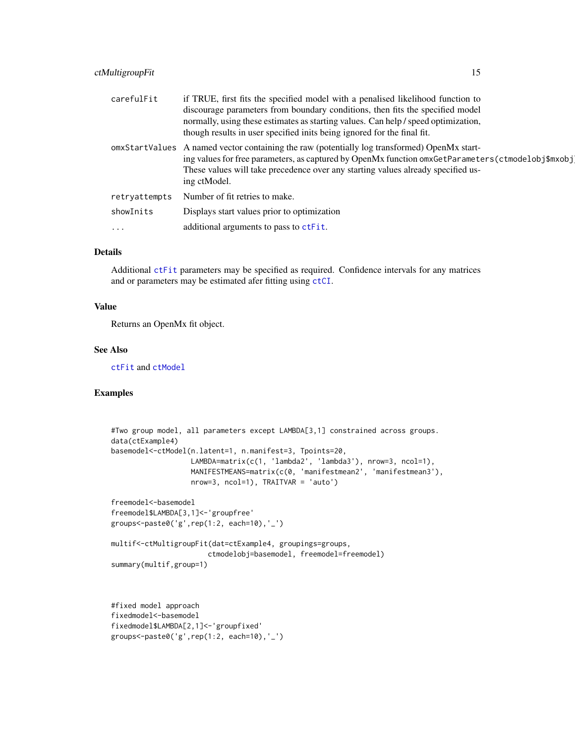| | |
|---|---|
| carefulFit | if TRUE, first fits the specified model with a penalised likelihood function to discourage parameters from boundary conditions, then fits the specified model normally, using these estimates as starting values. Can help / speed optimization, though results in user specified inits being ignored for the final fit. |
| omxStartValues | A named vector containing the raw (potentially log transformed) OpenMx starting values for free parameters, as captured by OpenMx function omxGetParameters(ctmodelobj$mxobj These values will take precedence over any starting values already specified using ctModel. |
| retryattempts | Number of fit retries to make. |
| showInits | Displays start values prior to optimization |
| ... | additional arguments to pass to ctFit. |

## Details

Additional ctFit parameters may be specified as required. Confidence intervals for any matrices and or parameters may be estimated afer fitting using ctCI.

## Value

Returns an OpenMx fit object.

## See Also

ctFit and ctModel

## Examples

```
#Two group model, all parameters except LAMBDA[3,1] constrained across groups.
data(ctExample4)
basemodel<-ctModel(n.latent=1, n.manifest=3, Tpoints=20,
                   LAMBDA=matrix(c(1, 'lambda2', 'lambda3'), nrow=3, ncol=1),
                   MANIFESTMEANS=matrix(c(0, 'manifestmean2', 'manifestmean3'),
                   nrow=3, ncol=1), TRAITVAR = 'auto')

freemodel<-basemodel
freemodel$LAMBDA[3,1]<-'groupfree'
groups<-paste0('g',rep(1:2, each=10),'_')

multif<-ctMultigroupFit(dat=ctExample4, groupings=groups,
                       ctmodelobj=basemodel, freemodel=freemodel)
summary(multif,group=1)



#fixed model approach
fixedmodel<-basemodel
fixedmodel$LAMBDA[2,1]<-'groupfixed'
groups<-paste0('g',rep(1:2, each=10),'_')
```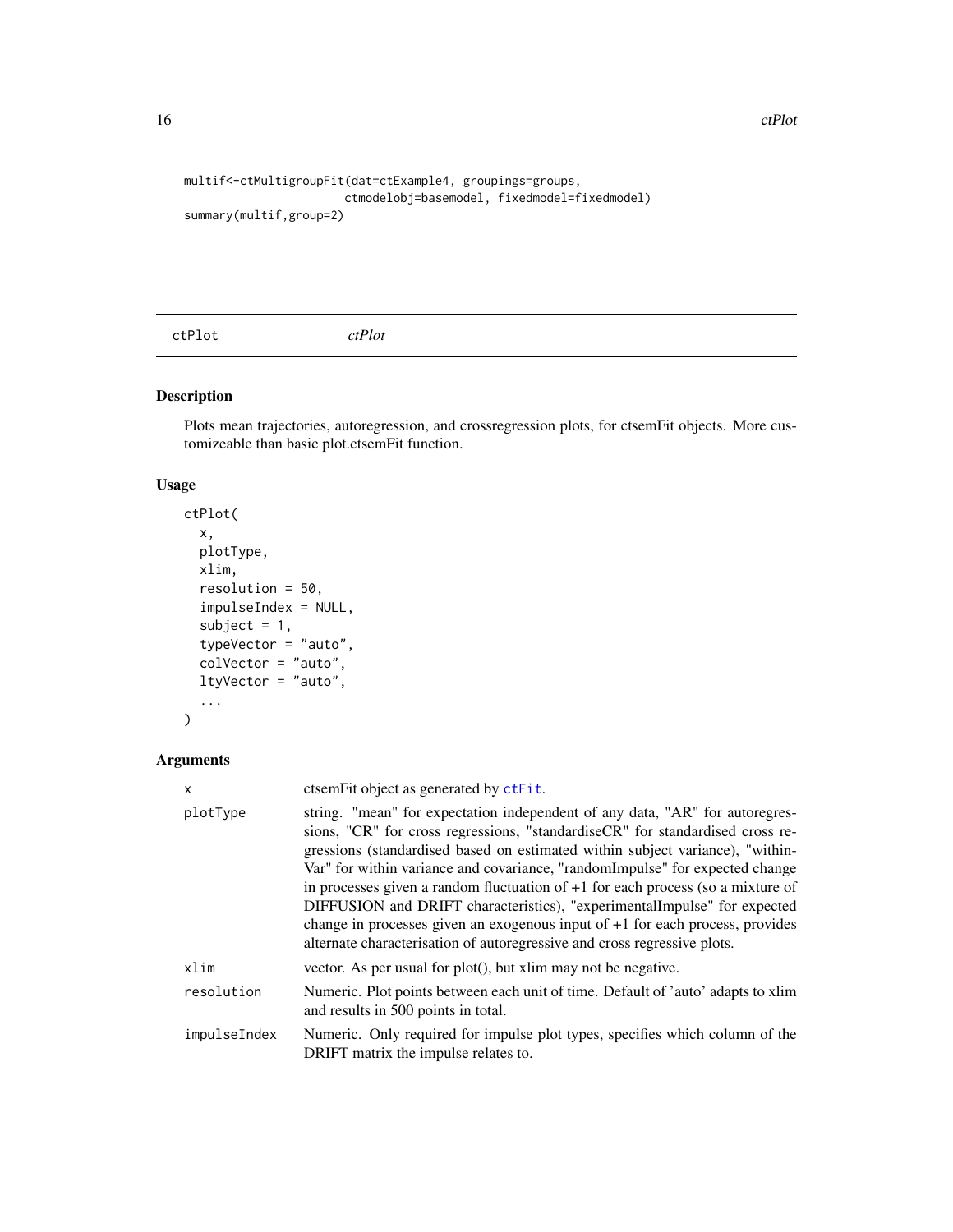```
multif<-ctMultigroupFit(dat=ctExample4, groupings=groups,
                        ctmodelobj=basemodel, fixedmodel=fixedmodel)
summary(multif,group=2)
```

## ctPlot *ctPlot*

### Description

Plots mean trajectories, autoregression, and crossregression plots, for ctsemFit objects. More customizeable than basic plot.ctsemFit function.

### Usage

```
ctPlot(
  x,
  plotType,
  xlim,
  resolution = 50,
  impulseIndex = NULL,
  subject = 1,
  typeVector = "auto",
  colVector = "auto",
  ltyVector = "auto",
  ...
)
```

### Arguments

| | |
|---|---|
| x | ctsemFit object as generated by ctFit. |
| plotType | string. "mean" for expectation independent of any data, "AR" for autoregressions, "CR" for cross regressions, "standardiseCR" for standardised cross regressions (standardised based on estimated within subject variance), "withinVar" for within variance and covariance, "randomImpulse" for expected change in processes given a random fluctuation of +1 for each process (so a mixture of DIFFUSION and DRIFT characteristics), "experimentalImpulse" for expected change in processes given an exogenous input of +1 for each process, provides alternate characterisation of autoregressive and cross regressive plots. |
| xlim | vector. As per usual for plot(), but xlim may not be negative. |
| resolution | Numeric. Plot points between each unit of time. Default of 'auto' adapts to xlim and results in 500 points in total. |
| impulseIndex | Numeric. Only required for impulse plot types, specifies which column of the DRIFT matrix the impulse relates to. |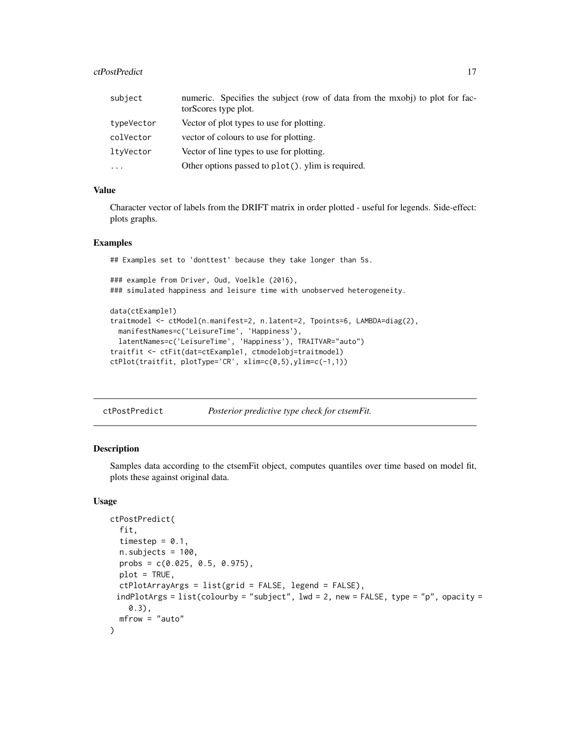| | |
|---|---|
| subject | numeric. Specifies the subject (row of data from the mxobj) to plot for factorScores type plot. |
| typeVector | Vector of plot types to use for plotting. |
| colVector | vector of colours to use for plotting. |
| ltyVector | Vector of line types to use for plotting. |
| ... | Other options passed to plot(). ylim is required. |

### Value

Character vector of labels from the DRIFT matrix in order plotted - useful for legends. Side-effect: plots graphs.

### Examples

```
## Examples set to 'donttest' because they take longer than 5s.

### example from Driver, Oud, Voelkle (2016),
### simulated happiness and leisure time with unobserved heterogeneity.

data(ctExample1)
traitmodel <- ctModel(n.manifest=2, n.latent=2, Tpoints=6, LAMBDA=diag(2),
  manifestNames=c('LeisureTime', 'Happiness'),
  latentNames=c('LeisureTime', 'Happiness'), TRAITVAR="auto")
traitfit <- ctFit(dat=ctExample1, ctmodelobj=traitmodel)
ctPlot(traitfit, plotType='CR', xlim=c(0,5),ylim=c(-1,1))
```

---

## ctPostPredict *Posterior predictive type check for ctsemFit.*

---

### Description

Samples data according to the ctsemFit object, computes quantiles over time based on model fit, plots these against original data.

### Usage

```
ctPostPredict(
  fit,
  timestep = 0.1,
  n.subjects = 100,
  probs = c(0.025, 0.5, 0.975),
  plot = TRUE,
  ctPlotArrayArgs = list(grid = FALSE, legend = FALSE),
 indPlotArgs = list(colourby = "subject", lwd = 2, new = FALSE, type = "p", opacity =
    0.3),
  mfrow = "auto"
)
```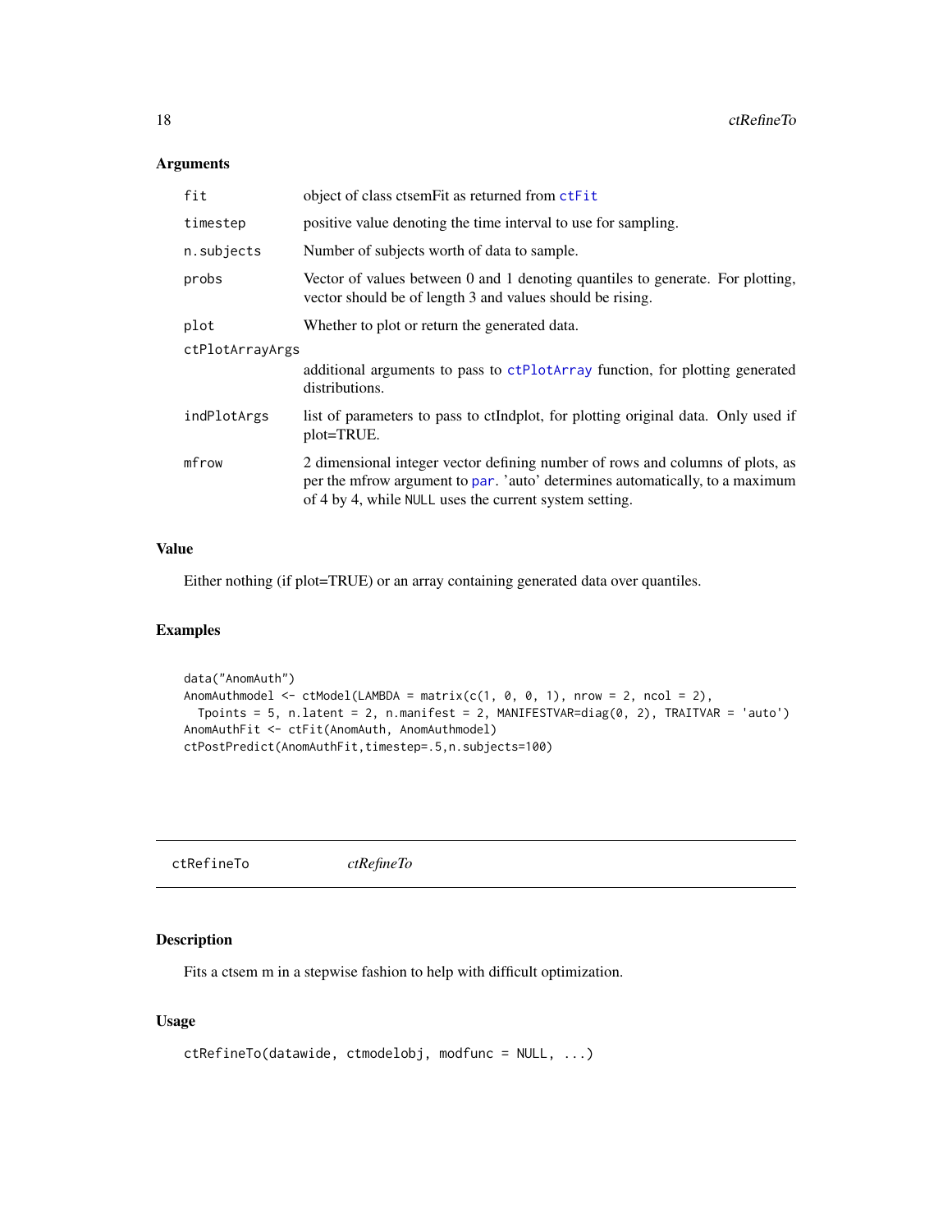### Arguments

| | |
|---|---|
| fit | object of class ctsemFit as returned from ctFit |
| timestep | positive value denoting the time interval to use for sampling. |
| n.subjects | Number of subjects worth of data to sample. |
| probs | Vector of values between 0 and 1 denoting quantiles to generate. For plotting, vector should be of length 3 and values should be rising. |
| plot | Whether to plot or return the generated data. |
| ctPlotArrayArgs | additional arguments to pass to ctPlotArray function, for plotting generated distributions. |
| indPlotArgs | list of parameters to pass to ctIndplot, for plotting original data. Only used if plot=TRUE. |
| mfrow | 2 dimensional integer vector defining number of rows and columns of plots, as per the mfrow argument to par. 'auto' determines automatically, to a maximum of 4 by 4, while NULL uses the current system setting. |

### Value

Either nothing (if plot=TRUE) or an array containing generated data over quantiles.

### Examples

```
data("AnomAuth")
AnomAuthmodel <- ctModel(LAMBDA = matrix(c(1, 0, 0, 1), nrow = 2, ncol = 2),
  Tpoints = 5, n.latent = 2, n.manifest = 2, MANIFESTVAR=diag(0, 2), TRAITVAR = 'auto')
AnomAuthFit <- ctFit(AnomAuth, AnomAuthmodel)
ctPostPredict(AnomAuthFit,timestep=.5,n.subjects=100)
```

---

## ctRefineTo *ctRefineTo*

### Description

Fits a ctsem m in a stepwise fashion to help with difficult optimization.

### Usage

```
ctRefineTo(datawide, ctmodelobj, modfunc = NULL, ...)
```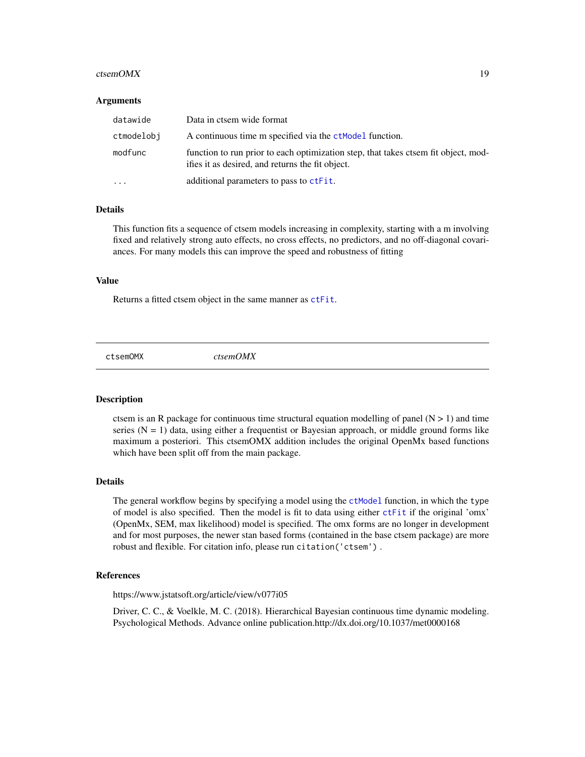### Arguments

| | |
|---|---|
| `datawide` | Data in ctsem wide format |
| `ctmodelobj` | A continuous time m specified via the `ctModel` function. |
| `modfunc` | function to run prior to each optimization step, that takes ctsem fit object, modifies it as desired, and returns the fit object. |
| `...` | additional parameters to pass to `ctFit`. |

### Details

This function fits a sequence of ctsem models increasing in complexity, starting with a m involving fixed and relatively strong auto effects, no cross effects, no predictors, and no off-diagonal covariances. For many models this can improve the speed and robustness of fitting

### Value

Returns a fitted ctsem object in the same manner as `ctFit`.

---

## ctsemOMX *ctsemOMX*

---

### Description

ctsem is an R package for continuous time structural equation modelling of panel (N > 1) and time series (N = 1) data, using either a frequentist or Bayesian approach, or middle ground forms like maximum a posteriori. This ctsemOMX addition includes the original OpenMx based functions which have been split off from the main package.

### Details

The general workflow begins by specifying a model using the `ctModel` function, in which the `type` of model is also specified. Then the model is fit to data using either `ctFit` if the original 'omx' (OpenMx, SEM, max likelihood) model is specified. The omx forms are no longer in development and for most purposes, the newer stan based forms (contained in the base ctsem package) are more robust and flexible. For citation info, please run `citation('ctsem')` .

### References

https://www.jstatsoft.org/article/view/v077i05

Driver, C. C., & Voelkle, M. C. (2018). Hierarchical Bayesian continuous time dynamic modeling. Psychological Methods. Advance online publication.http://dx.doi.org/10.1037/met0000168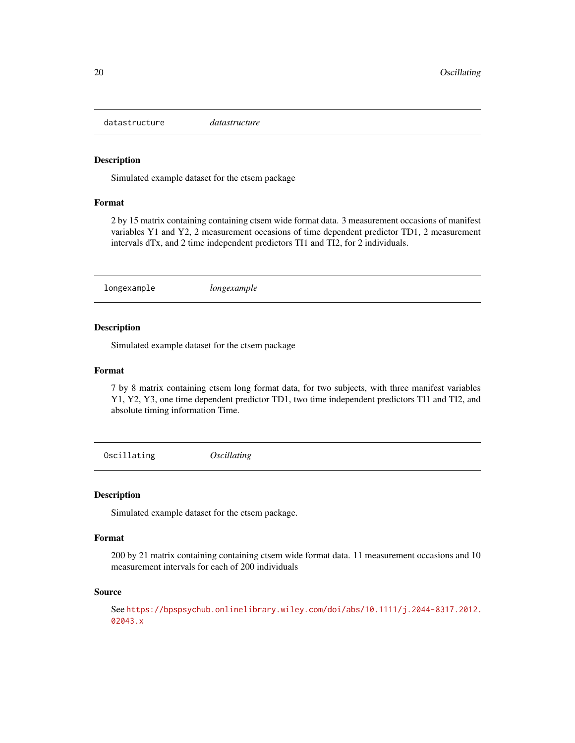## datastructure *datastructure*

### Description

Simulated example dataset for the ctsem package

### Format

2 by 15 matrix containing containing ctsem wide format data. 3 measurement occasions of manifest variables Y1 and Y2, 2 measurement occasions of time dependent predictor TD1, 2 measurement intervals dTx, and 2 time independent predictors TI1 and TI2, for 2 individuals.

## longexample *longexample*

### Description

Simulated example dataset for the ctsem package

### Format

7 by 8 matrix containing ctsem long format data, for two subjects, with three manifest variables Y1, Y2, Y3, one time dependent predictor TD1, two time independent predictors TI1 and TI2, and absolute timing information Time.

## Oscillating *Oscillating*

### Description

Simulated example dataset for the ctsem package.

### Format

200 by 21 matrix containing containing ctsem wide format data. 11 measurement occasions and 10 measurement intervals for each of 200 individuals

### Source

See https://bpspsychub.onlinelibrary.wiley.com/doi/abs/10.1111/j.2044-8317.2012.02043.x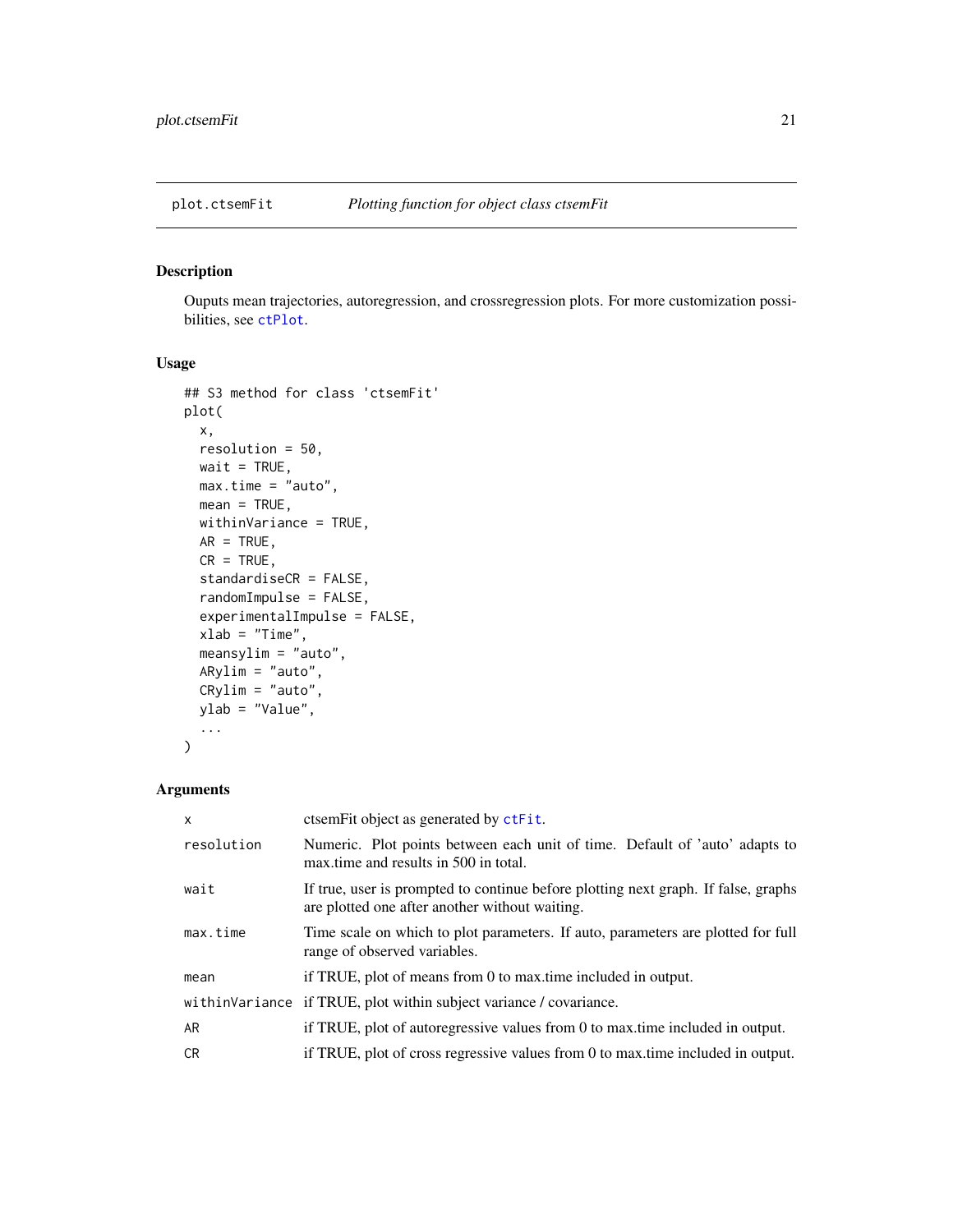## plot.ctsemFit *Plotting function for object class ctsemFit*

### Description

Ouputs mean trajectories, autoregression, and crossregression plots. For more customization possibilities, see ctPlot.

### Usage

```
## S3 method for class 'ctsemFit'
plot(
  x,
  resolution = 50,
  wait = TRUE,
  max.time = "auto",
  mean = TRUE,
  withinVariance = TRUE,
  AR = TRUE,
  CR = TRUE,
  standardiseCR = FALSE,
  randomImpulse = FALSE,
  experimentalImpulse = FALSE,
  xlab = "Time",
  meansylim = "auto",
  ARylim = "auto",
  CRylim = "auto",
  ylab = "Value",
  ...
)
```

### Arguments

| | |
|---|---|
| x | ctsemFit object as generated by ctFit. |
| resolution | Numeric. Plot points between each unit of time. Default of 'auto' adapts to max.time and results in 500 in total. |
| wait | If true, user is prompted to continue before plotting next graph. If false, graphs are plotted one after another without waiting. |
| max.time | Time scale on which to plot parameters. If auto, parameters are plotted for full range of observed variables. |
| mean | if TRUE, plot of means from 0 to max.time included in output. |
| withinVariance | if TRUE, plot within subject variance / covariance. |
| AR | if TRUE, plot of autoregressive values from 0 to max.time included in output. |
| CR | if TRUE, plot of cross regressive values from 0 to max.time included in output. |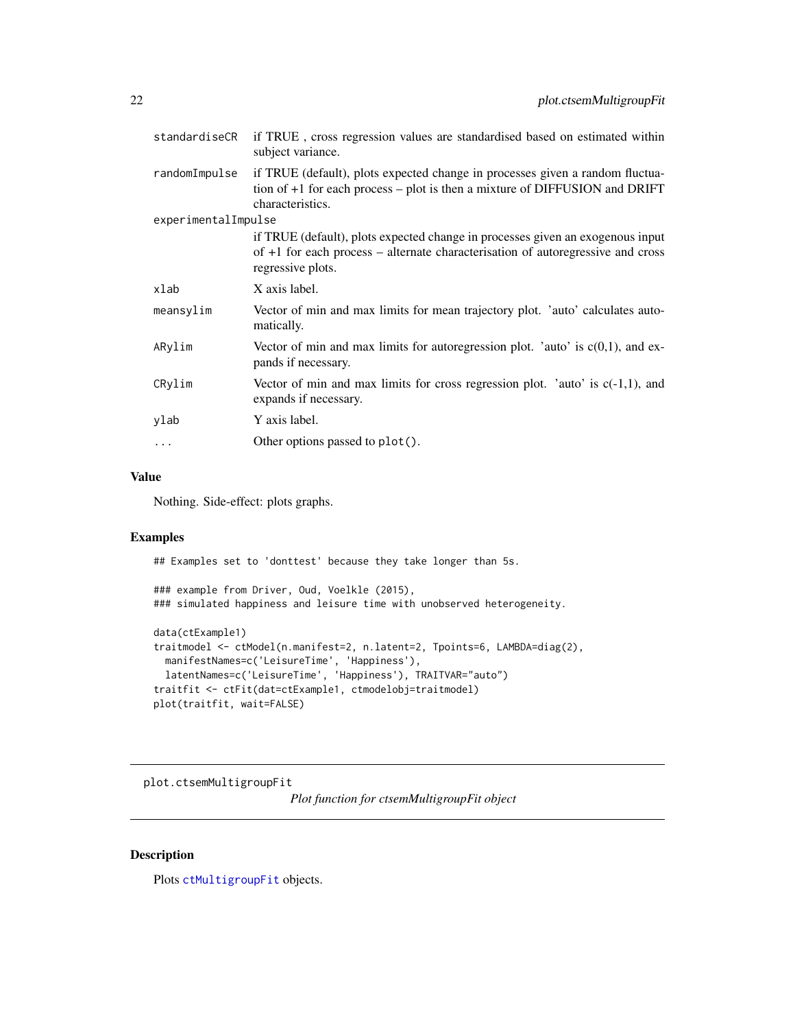| | |
|---|---|
| standardiseCR | if TRUE , cross regression values are standardised based on estimated within subject variance. |
| randomImpulse | if TRUE (default), plots expected change in processes given a random fluctuation of +1 for each process – plot is then a mixture of DIFFUSION and DRIFT characteristics. |
| experimentalImpulse | if TRUE (default), plots expected change in processes given an exogenous input of +1 for each process – alternate characterisation of autoregressive and cross regressive plots. |
| xlab | X axis label. |
| meansylim | Vector of min and max limits for mean trajectory plot. 'auto' calculates automatically. |
| ARylim | Vector of min and max limits for autoregression plot. 'auto' is c(0,1), and expands if necessary. |
| CRylim | Vector of min and max limits for cross regression plot. 'auto' is c(-1,1), and expands if necessary. |
| ylab | Y axis label. |
| ... | Other options passed to `plot()`. |

## Value

Nothing. Side-effect: plots graphs.

## Examples

```
## Examples set to 'donttest' because they take longer than 5s.

### example from Driver, Oud, Voelkle (2015),
### simulated happiness and leisure time with unobserved heterogeneity.

data(ctExample1)
traitmodel <- ctModel(n.manifest=2, n.latent=2, Tpoints=6, LAMBDA=diag(2),
  manifestNames=c('LeisureTime', 'Happiness'),
  latentNames=c('LeisureTime', 'Happiness'), TRAITVAR="auto")
traitfit <- ctFit(dat=ctExample1, ctmodelobj=traitmodel)
plot(traitfit, wait=FALSE)
```

---

# plot.ctsemMultigroupFit

*Plot function for ctsemMultigroupFit object*

---

## Description

Plots `ctMultigroupFit` objects.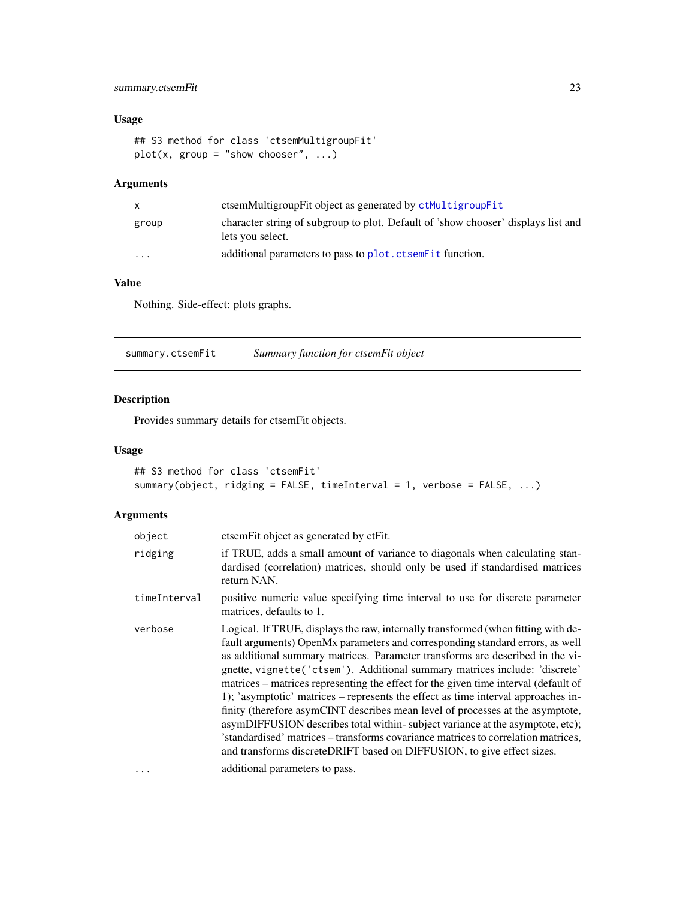### Usage

```
## S3 method for class 'ctsemMultigroupFit'
plot(x, group = "show chooser", ...)
```

### Arguments

| | |
|---|---|
| x | ctsemMultigroupFit object as generated by ctMultigroupFit |
| group | character string of subgroup to plot. Default of 'show chooser' displays list and lets you select. |
| ... | additional parameters to pass to plot.ctsemFit function. |

### Value

Nothing. Side-effect: plots graphs.

---

## summary.ctsemFit    *Summary function for ctsemFit object*

### Description

Provides summary details for ctsemFit objects.

### Usage

```
## S3 method for class 'ctsemFit'
summary(object, ridging = FALSE, timeInterval = 1, verbose = FALSE, ...)
```

### Arguments

| | |
|---|---|
| object | ctsemFit object as generated by ctFit. |
| ridging | if TRUE, adds a small amount of variance to diagonals when calculating standardised (correlation) matrices, should only be used if standardised matrices return NAN. |
| timeInterval | positive numeric value specifying time interval to use for discrete parameter matrices, defaults to 1. |
| verbose | Logical. If TRUE, displays the raw, internally transformed (when fitting with default arguments) OpenMx parameters and corresponding standard errors, as well as additional summary matrices. Parameter transforms are described in the vignette, vignette('ctsem'). Additional summary matrices include: 'discrete' matrices – matrices representing the effect for the given time interval (default of 1); 'asymptotic' matrices – represents the effect as time interval approaches infinity (therefore asymCINT describes mean level of processes at the asymptote, asymDIFFUSION describes total within- subject variance at the asymptote, etc); 'standardised' matrices – transforms covariance matrices to correlation matrices, and transforms discreteDRIFT based on DIFFUSION, to give effect sizes. |
| ... | additional parameters to pass. |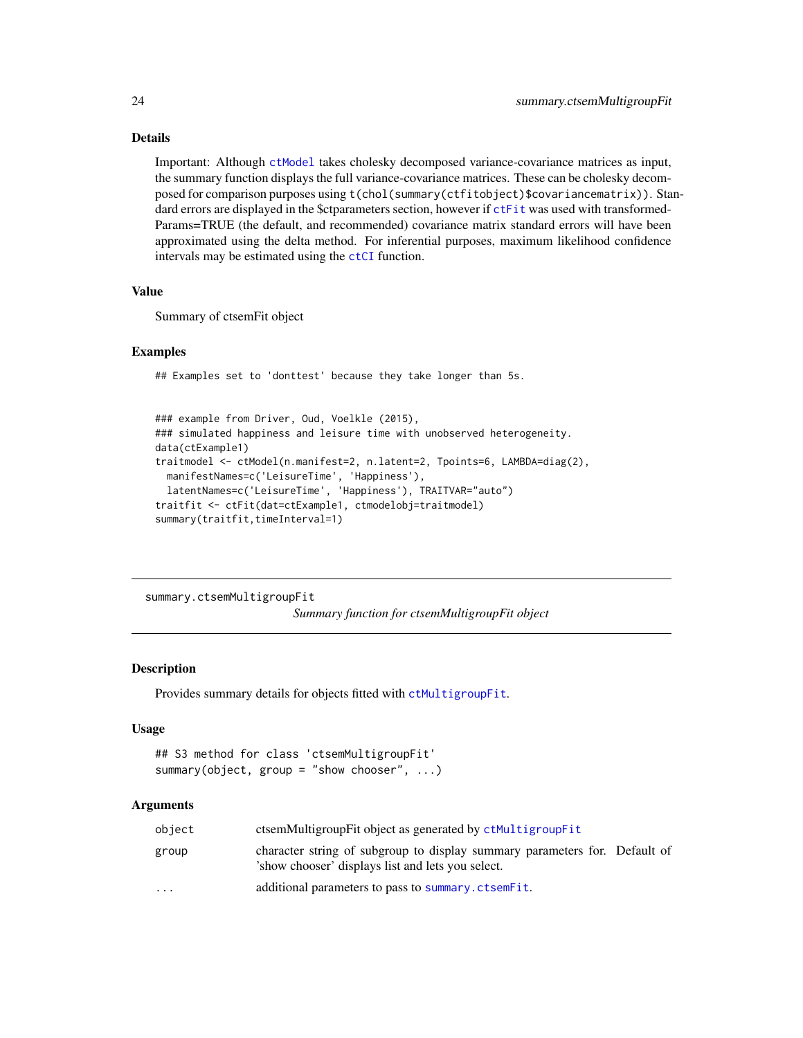### Details

Important: Although `ctModel` takes cholesky decomposed variance-covariance matrices as input, the summary function displays the full variance-covariance matrices. These can be cholesky decomposed for comparison purposes using `t(chol(summary(ctfitobject)$covariancematrix))`. Standard errors are displayed in the $ctparameters section, however if `ctFit` was used with transformedParams=TRUE (the default, and recommended) covariance matrix standard errors will have been approximated using the delta method. For inferential purposes, maximum likelihood confidence intervals may be estimated using the `ctCI` function.

### Value

Summary of ctsemFit object

### Examples

```
## Examples set to 'donttest' because they take longer than 5s.


### example from Driver, Oud, Voelkle (2015),
### simulated happiness and leisure time with unobserved heterogeneity.
data(ctExample1)
traitmodel <- ctModel(n.manifest=2, n.latent=2, Tpoints=6, LAMBDA=diag(2),
  manifestNames=c('LeisureTime', 'Happiness'),
  latentNames=c('LeisureTime', 'Happiness'), TRAITVAR="auto")
traitfit <- ctFit(dat=ctExample1, ctmodelobj=traitmodel)
summary(traitfit,timeInterval=1)
```

---

## summary.ctsemMultigroupFit

*Summary function for ctsemMultigroupFit object*

### Description

Provides summary details for objects fitted with `ctMultigroupFit`.

### Usage

```
## S3 method for class 'ctsemMultigroupFit'
summary(object, group = "show chooser", ...)
```

### Arguments

| | |
|---|---|
| `object` | ctsemMultigroupFit object as generated by `ctMultigroupFit` |
| `group` | character string of subgroup to display summary parameters for. Default of 'show chooser' displays list and lets you select. |
| `...` | additional parameters to pass to `summary.ctsemFit`. |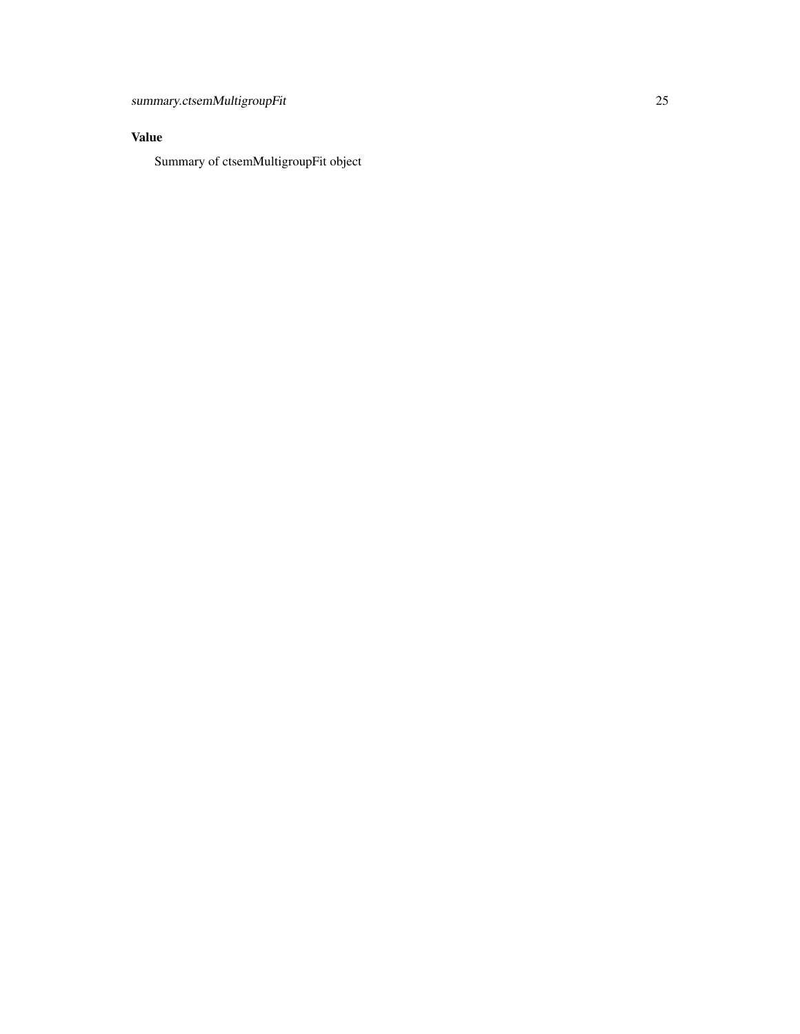### Value

Summary of ctsemMultigroupFit object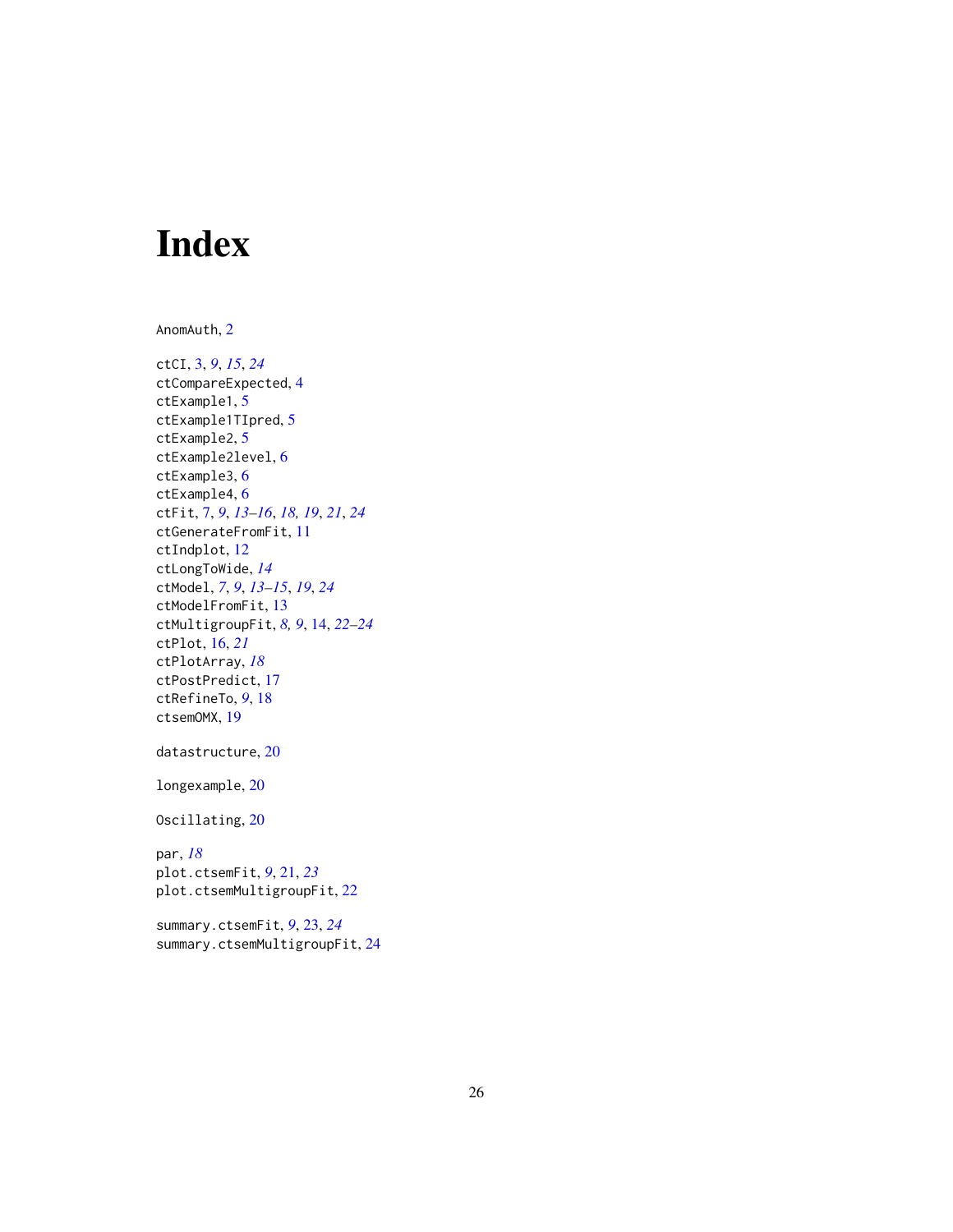# Index

AnomAuth, 2

ctCI, 3, *9*, *15*, *24*
ctCompareExpected, 4
ctExample1, 5
ctExample1TIpred, 5
ctExample2, 5
ctExample2level, 6
ctExample3, 6
ctExample4, 6
ctFit, 7, *9*, *13–16*, *18, 19*, *21*, *24*
ctGenerateFromFit, 11
ctIndplot, 12
ctLongToWide, *14*
ctModel, *7*, *9*, *13–15*, *19*, *24*
ctModelFromFit, 13
ctMultigroupFit, *8, 9*, 14, *22–24*
ctPlot, 16, *21*
ctPlotArray, *18*
ctPostPredict, 17
ctRefineTo, *9*, 18
ctsemOMX, 19

datastructure, 20

longexample, 20

Oscillating, 20

par, *18*
plot.ctsemFit, *9*, 21, *23*
plot.ctsemMultigroupFit, 22

summary.ctsemFit, *9*, 23, *24*
summary.ctsemMultigroupFit, 24